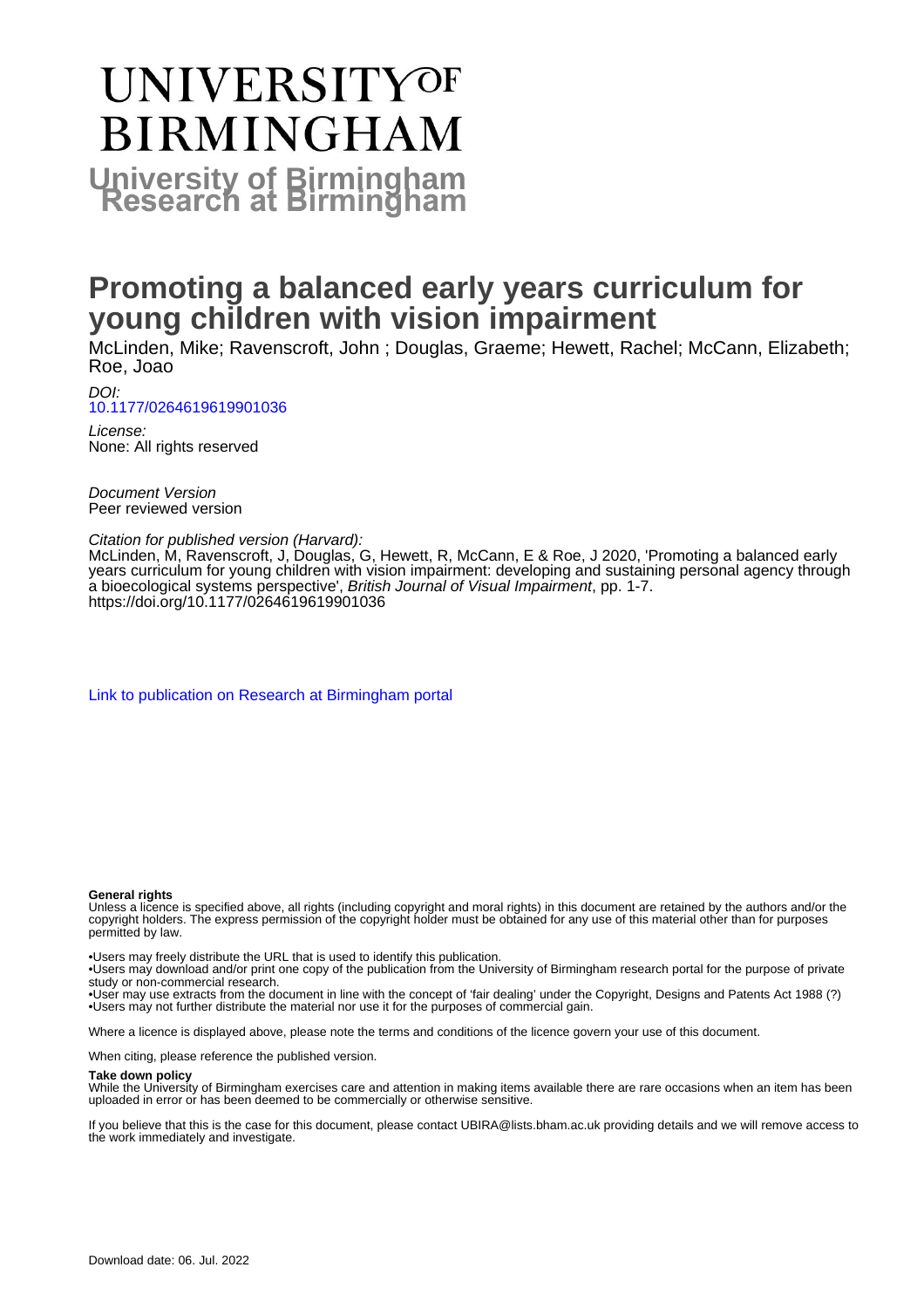# UNIVERSITY OF BIRMINGHAM

## University of Birmingham Research at Birmingham

# Promoting a balanced early years curriculum for young children with vision impairment

McLinden, Mike; Ravenscroft, John ; Douglas, Graeme; Hewett, Rachel; McCann, Elizabeth; Roe, Joao

*DOI:*
10.1177/0264619619901036

*License:*
None: All rights reserved

*Document Version*
Peer reviewed version

*Citation for published version (Harvard):*
McLinden, M, Ravenscroft, J, Douglas, G, Hewett, R, McCann, E & Roe, J 2020, 'Promoting a balanced early years curriculum for young children with vision impairment: developing and sustaining personal agency through a bioecological systems perspective', *British Journal of Visual Impairment*, pp. 1-7. https://doi.org/10.1177/0264619619901036

Link to publication on Research at Birmingham portal

**General rights**
Unless a licence is specified above, all rights (including copyright and moral rights) in this document are retained by the authors and/or the copyright holders. The express permission of the copyright holder must be obtained for any use of this material other than for purposes permitted by law.

- •Users may freely distribute the URL that is used to identify this publication.
- •Users may download and/or print one copy of the publication from the University of Birmingham research portal for the purpose of private study or non-commercial research.
- •User may use extracts from the document in line with the concept of 'fair dealing' under the Copyright, Designs and Patents Act 1988 (?)
- •Users may not further distribute the material nor use it for the purposes of commercial gain.

Where a licence is displayed above, please note the terms and conditions of the licence govern your use of this document.

When citing, please reference the published version.

**Take down policy**
While the University of Birmingham exercises care and attention in making items available there are rare occasions when an item has been uploaded in error or has been deemed to be commercially or otherwise sensitive.

If you believe that this is the case for this document, please contact UBIRA@lists.bham.ac.uk providing details and we will remove access to the work immediately and investigate.

Download date: 06. Jul. 2022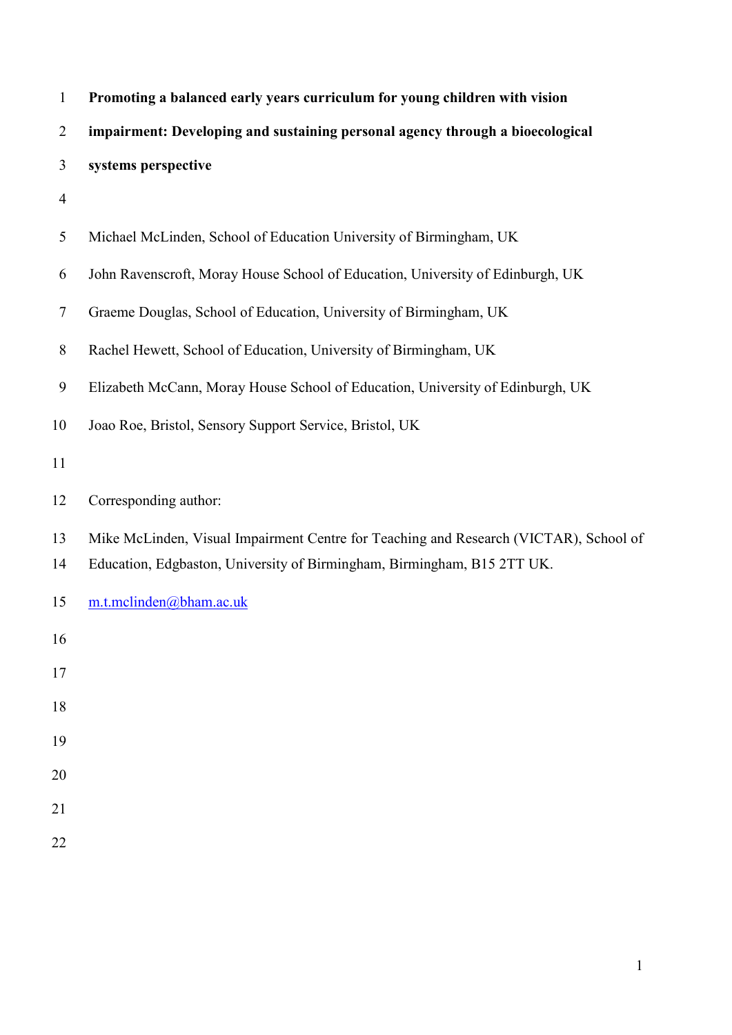# Promoting a balanced early years curriculum for young children with vision impairment: Developing and sustaining personal agency through a bioecological systems perspective

Michael McLinden, School of Education University of Birmingham, UK

John Ravenscroft, Moray House School of Education, University of Edinburgh, UK

Graeme Douglas, School of Education, University of Birmingham, UK

Rachel Hewett, School of Education, University of Birmingham, UK

Elizabeth McCann, Moray House School of Education, University of Edinburgh, UK

Joao Roe, Bristol, Sensory Support Service, Bristol, UK

Corresponding author:

Mike McLinden, Visual Impairment Centre for Teaching and Research (VICTAR), School of Education, Edgbaston, University of Birmingham, Birmingham, B15 2TT UK.

m.t.mclinden@bham.ac.uk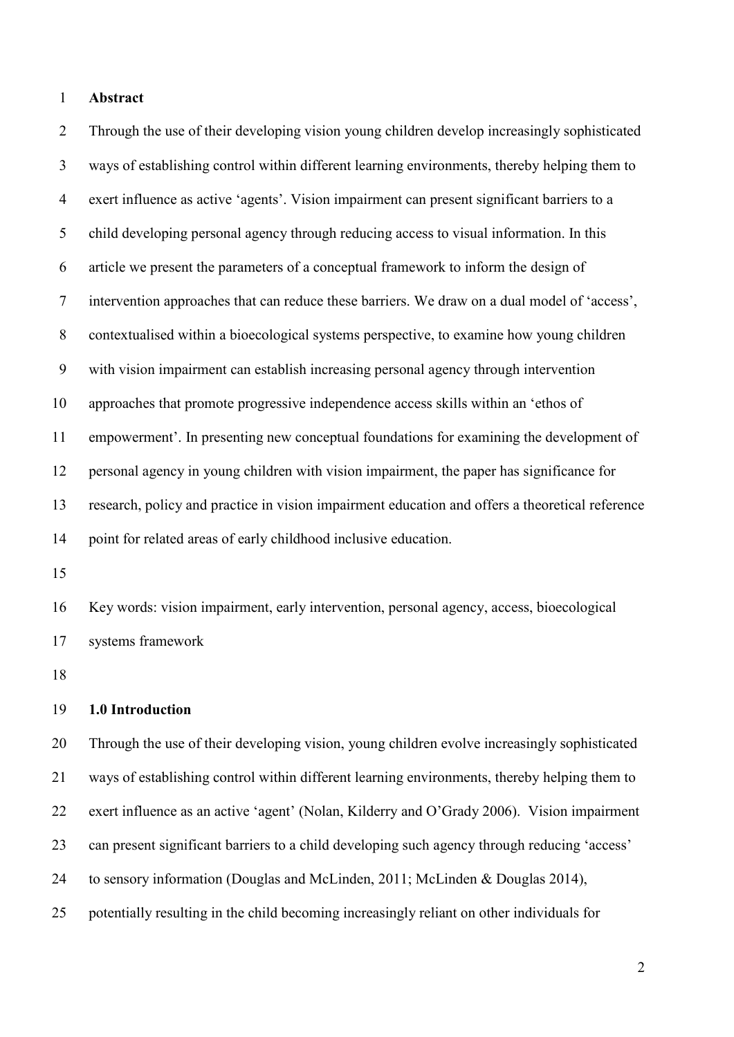## Abstract

Through the use of their developing vision young children develop increasingly sophisticated ways of establishing control within different learning environments, thereby helping them to exert influence as active 'agents'. Vision impairment can present significant barriers to a child developing personal agency through reducing access to visual information. In this article we present the parameters of a conceptual framework to inform the design of intervention approaches that can reduce these barriers. We draw on a dual model of 'access', contextualised within a bioecological systems perspective, to examine how young children with vision impairment can establish increasing personal agency through intervention approaches that promote progressive independence access skills within an 'ethos of empowerment'. In presenting new conceptual foundations for examining the development of personal agency in young children with vision impairment, the paper has significance for research, policy and practice in vision impairment education and offers a theoretical reference point for related areas of early childhood inclusive education.

Key words: vision impairment, early intervention, personal agency, access, bioecological systems framework

## 1.0 Introduction

Through the use of their developing vision, young children evolve increasingly sophisticated ways of establishing control within different learning environments, thereby helping them to exert influence as an active 'agent' (Nolan, Kilderry and O'Grady 2006). Vision impairment can present significant barriers to a child developing such agency through reducing 'access' to sensory information (Douglas and McLinden, 2011; McLinden & Douglas 2014), potentially resulting in the child becoming increasingly reliant on other individuals for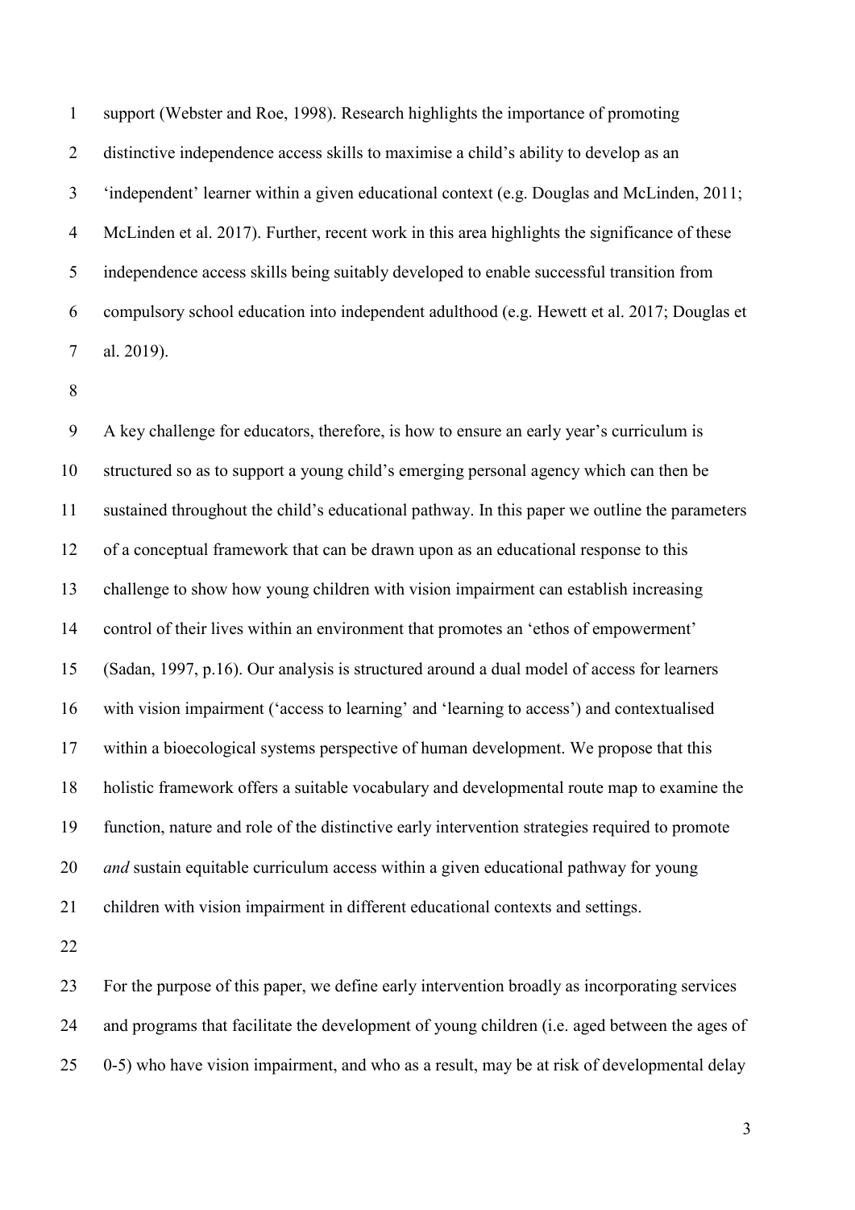support (Webster and Roe, 1998). Research highlights the importance of promoting distinctive independence access skills to maximise a child's ability to develop as an 'independent' learner within a given educational context (e.g. Douglas and McLinden, 2011; McLinden et al. 2017). Further, recent work in this area highlights the significance of these independence access skills being suitably developed to enable successful transition from compulsory school education into independent adulthood (e.g. Hewett et al. 2017; Douglas et al. 2019).

A key challenge for educators, therefore, is how to ensure an early year's curriculum is structured so as to support a young child's emerging personal agency which can then be sustained throughout the child's educational pathway. In this paper we outline the parameters of a conceptual framework that can be drawn upon as an educational response to this challenge to show how young children with vision impairment can establish increasing control of their lives within an environment that promotes an 'ethos of empowerment' (Sadan, 1997, p.16). Our analysis is structured around a dual model of access for learners with vision impairment ('access to learning' and 'learning to access') and contextualised within a bioecological systems perspective of human development. We propose that this holistic framework offers a suitable vocabulary and developmental route map to examine the function, nature and role of the distinctive early intervention strategies required to promote *and* sustain equitable curriculum access within a given educational pathway for young children with vision impairment in different educational contexts and settings.

For the purpose of this paper, we define early intervention broadly as incorporating services and programs that facilitate the development of young children (i.e. aged between the ages of 0-5) who have vision impairment, and who as a result, may be at risk of developmental delay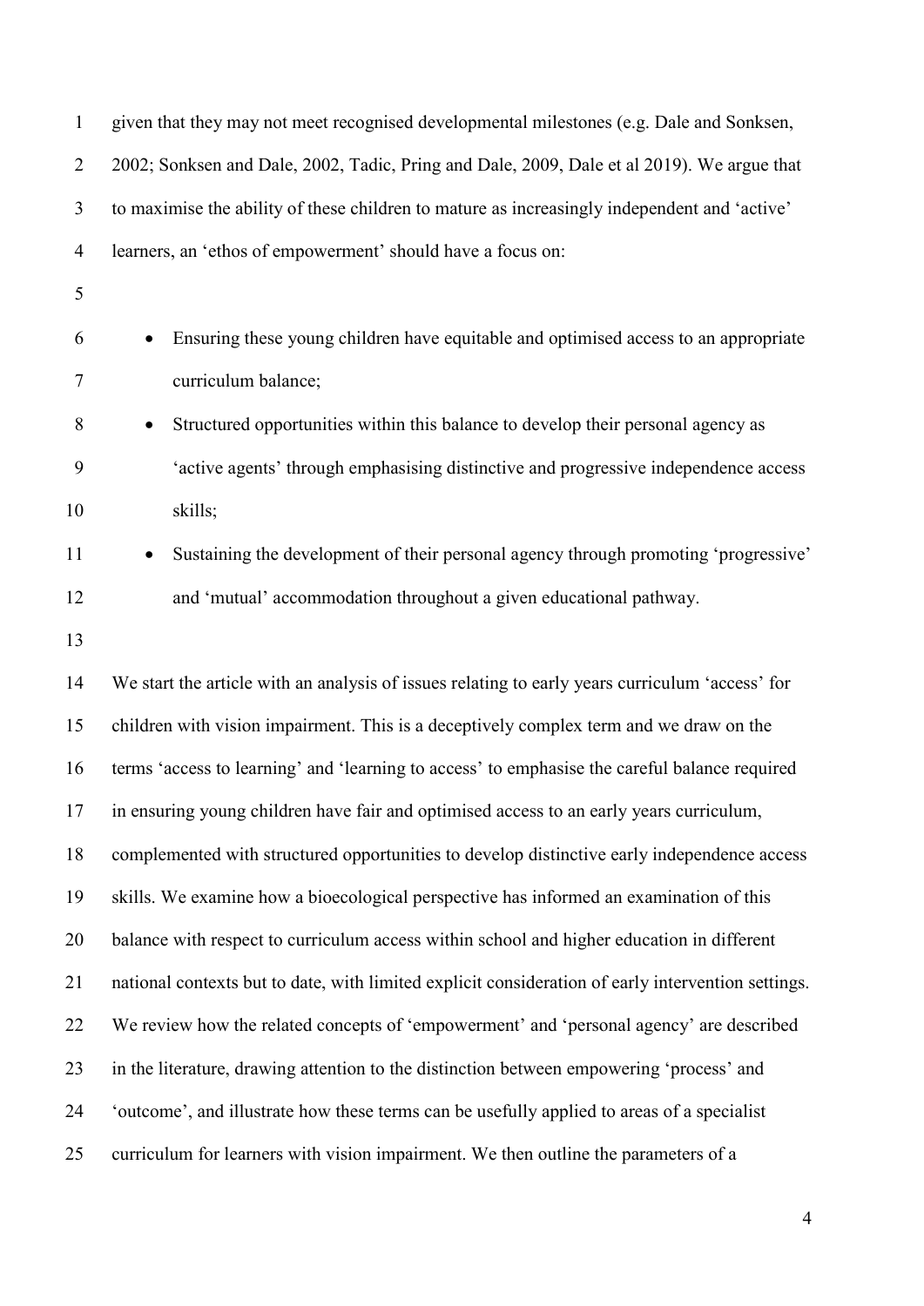given that they may not meet recognised developmental milestones (e.g. Dale and Sonksen, 2002; Sonksen and Dale, 2002, Tadic, Pring and Dale, 2009, Dale et al 2019). We argue that to maximise the ability of these children to mature as increasingly independent and 'active' learners, an 'ethos of empowerment' should have a focus on:

- Ensuring these young children have equitable and optimised access to an appropriate curriculum balance;
- Structured opportunities within this balance to develop their personal agency as 'active agents' through emphasising distinctive and progressive independence access skills;
- Sustaining the development of their personal agency through promoting 'progressive' and 'mutual' accommodation throughout a given educational pathway.

We start the article with an analysis of issues relating to early years curriculum 'access' for children with vision impairment. This is a deceptively complex term and we draw on the terms 'access to learning' and 'learning to access' to emphasise the careful balance required in ensuring young children have fair and optimised access to an early years curriculum, complemented with structured opportunities to develop distinctive early independence access skills. We examine how a bioecological perspective has informed an examination of this balance with respect to curriculum access within school and higher education in different national contexts but to date, with limited explicit consideration of early intervention settings. We review how the related concepts of 'empowerment' and 'personal agency' are described in the literature, drawing attention to the distinction between empowering 'process' and 'outcome', and illustrate how these terms can be usefully applied to areas of a specialist curriculum for learners with vision impairment. We then outline the parameters of a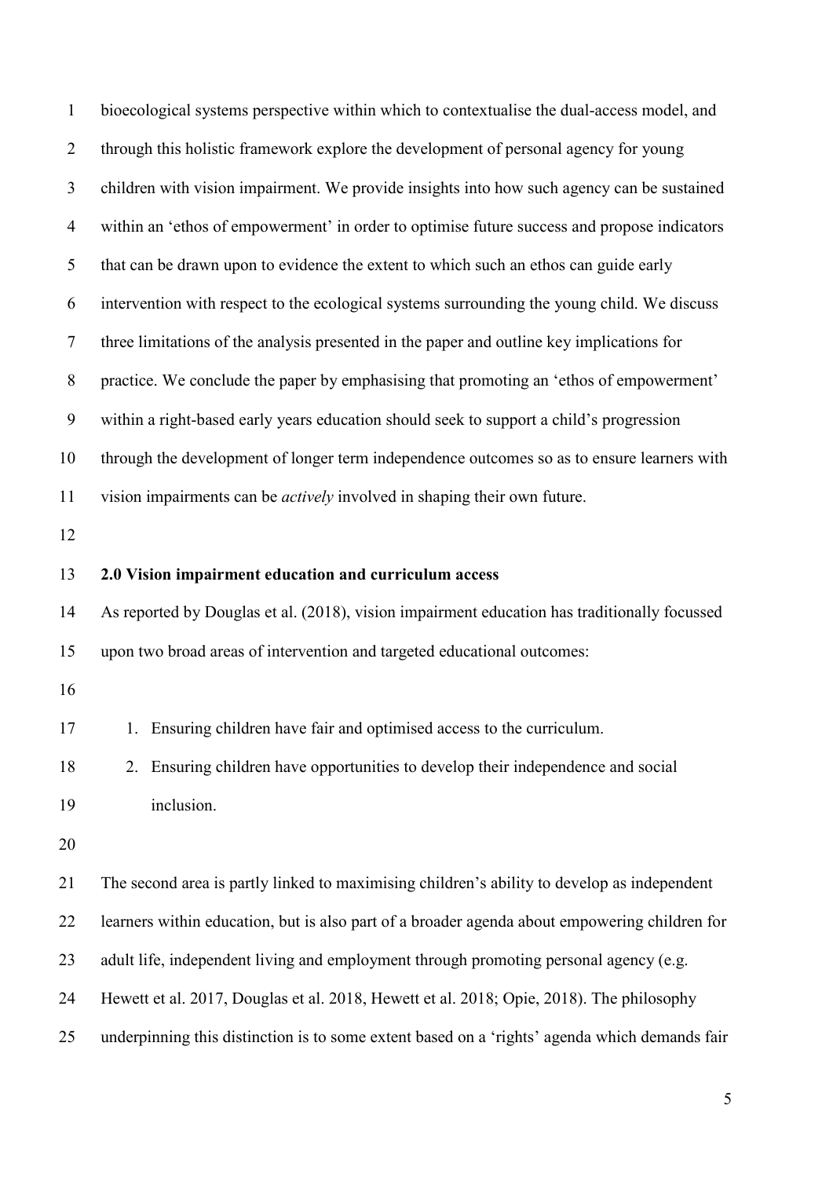bioecological systems perspective within which to contextualise the dual-access model, and through this holistic framework explore the development of personal agency for young children with vision impairment. We provide insights into how such agency can be sustained within an 'ethos of empowerment' in order to optimise future success and propose indicators that can be drawn upon to evidence the extent to which such an ethos can guide early intervention with respect to the ecological systems surrounding the young child. We discuss three limitations of the analysis presented in the paper and outline key implications for practice. We conclude the paper by emphasising that promoting an 'ethos of empowerment' within a right-based early years education should seek to support a child's progression through the development of longer term independence outcomes so as to ensure learners with vision impairments can be *actively* involved in shaping their own future.

## 2.0 Vision impairment education and curriculum access

As reported by Douglas et al. (2018), vision impairment education has traditionally focussed upon two broad areas of intervention and targeted educational outcomes:

1. Ensuring children have fair and optimised access to the curriculum.
2. Ensuring children have opportunities to develop their independence and social inclusion.

The second area is partly linked to maximising children's ability to develop as independent learners within education, but is also part of a broader agenda about empowering children for adult life, independent living and employment through promoting personal agency (e.g. Hewett et al. 2017, Douglas et al. 2018, Hewett et al. 2018; Opie, 2018). The philosophy underpinning this distinction is to some extent based on a 'rights' agenda which demands fair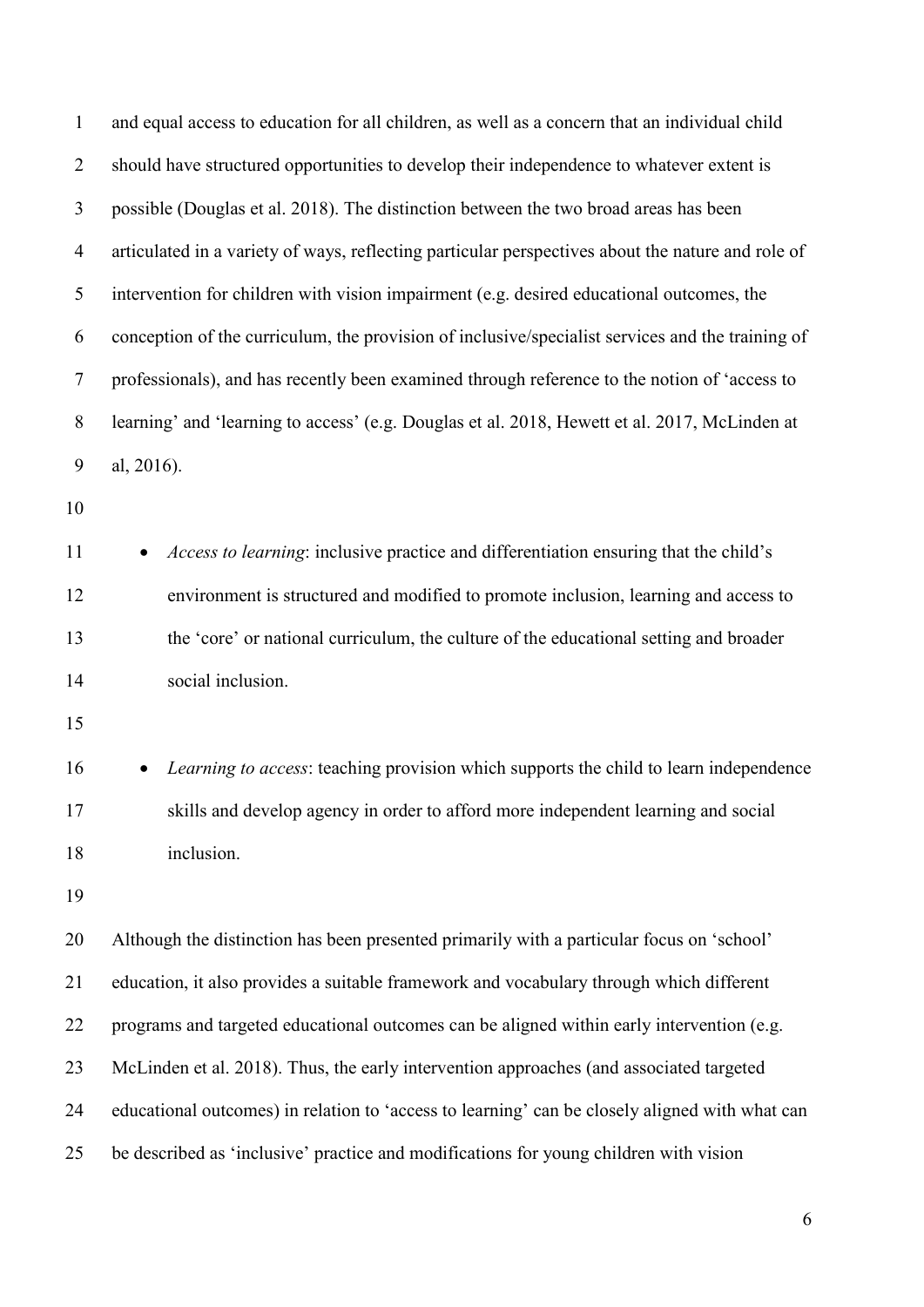and equal access to education for all children, as well as a concern that an individual child should have structured opportunities to develop their independence to whatever extent is possible (Douglas et al. 2018). The distinction between the two broad areas has been articulated in a variety of ways, reflecting particular perspectives about the nature and role of intervention for children with vision impairment (e.g. desired educational outcomes, the conception of the curriculum, the provision of inclusive/specialist services and the training of professionals), and has recently been examined through reference to the notion of 'access to learning' and 'learning to access' (e.g. Douglas et al. 2018, Hewett et al. 2017, McLinden at al, 2016).

- *Access to learning*: inclusive practice and differentiation ensuring that the child's environment is structured and modified to promote inclusion, learning and access to the 'core' or national curriculum, the culture of the educational setting and broader social inclusion.

- *Learning to access*: teaching provision which supports the child to learn independence skills and develop agency in order to afford more independent learning and social inclusion.

Although the distinction has been presented primarily with a particular focus on 'school' education, it also provides a suitable framework and vocabulary through which different programs and targeted educational outcomes can be aligned within early intervention (e.g. McLinden et al. 2018). Thus, the early intervention approaches (and associated targeted educational outcomes) in relation to 'access to learning' can be closely aligned with what can be described as 'inclusive' practice and modifications for young children with vision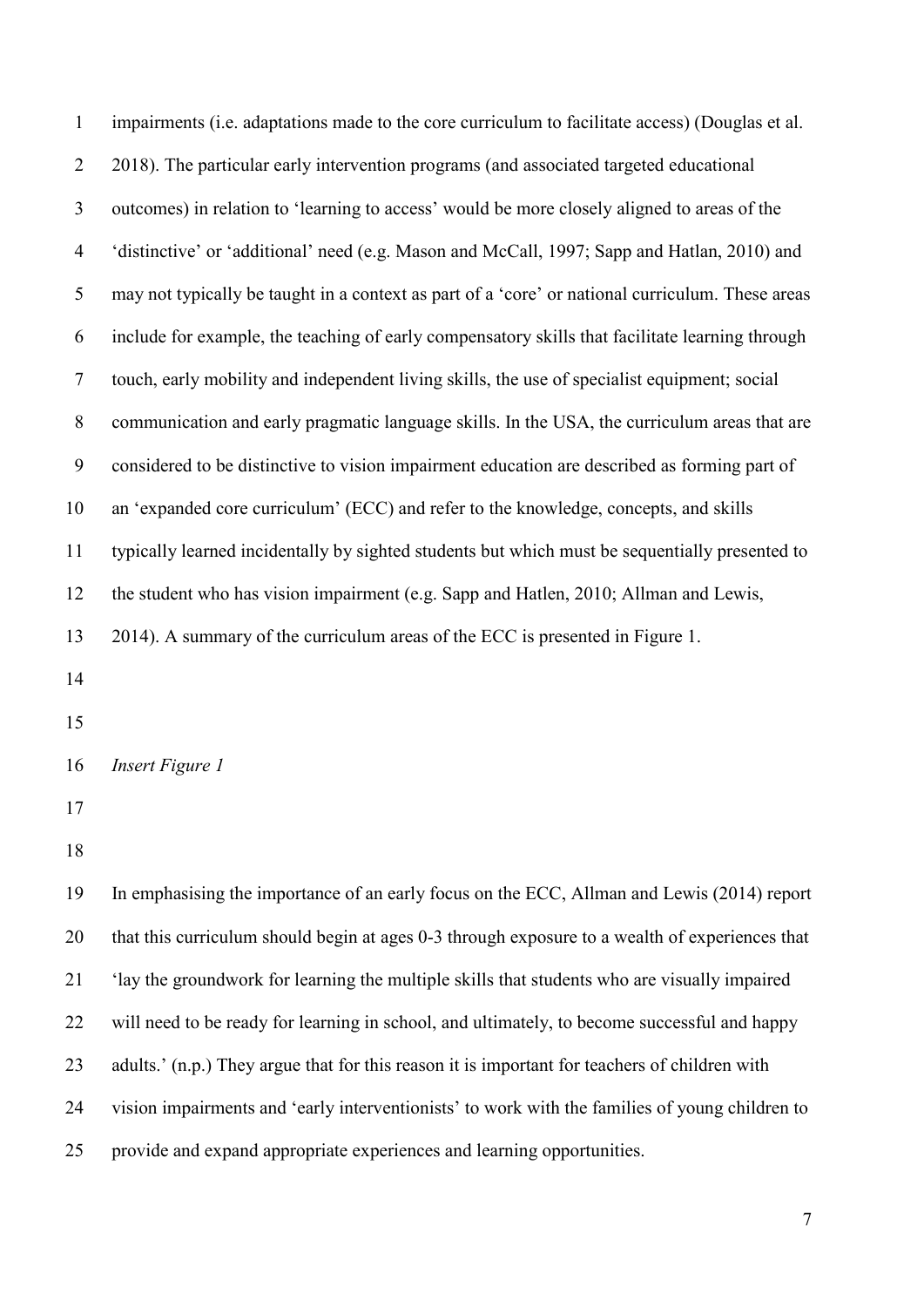impairments (i.e. adaptations made to the core curriculum to facilitate access) (Douglas et al. 2018). The particular early intervention programs (and associated targeted educational outcomes) in relation to 'learning to access' would be more closely aligned to areas of the 'distinctive' or 'additional' need (e.g. Mason and McCall, 1997; Sapp and Hatlan, 2010) and may not typically be taught in a context as part of a 'core' or national curriculum. These areas include for example, the teaching of early compensatory skills that facilitate learning through touch, early mobility and independent living skills, the use of specialist equipment; social communication and early pragmatic language skills. In the USA, the curriculum areas that are considered to be distinctive to vision impairment education are described as forming part of an 'expanded core curriculum' (ECC) and refer to the knowledge, concepts, and skills typically learned incidentally by sighted students but which must be sequentially presented to the student who has vision impairment (e.g. Sapp and Hatlen, 2010; Allman and Lewis, 2014). A summary of the curriculum areas of the ECC is presented in Figure 1.

*Insert Figure 1*

In emphasising the importance of an early focus on the ECC, Allman and Lewis (2014) report that this curriculum should begin at ages 0-3 through exposure to a wealth of experiences that 'lay the groundwork for learning the multiple skills that students who are visually impaired will need to be ready for learning in school, and ultimately, to become successful and happy adults.' (n.p.) They argue that for this reason it is important for teachers of children with vision impairments and 'early interventionists' to work with the families of young children to provide and expand appropriate experiences and learning opportunities.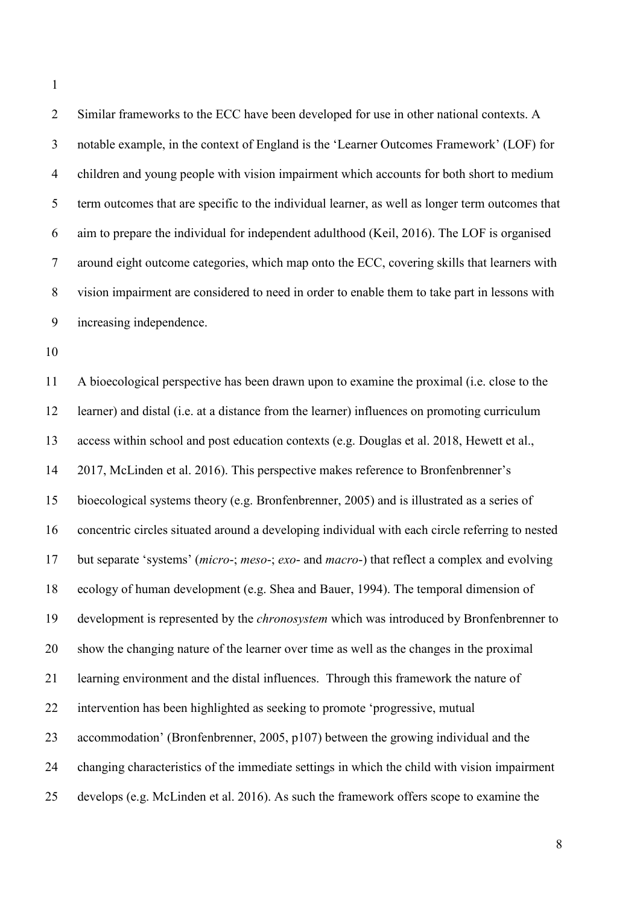Similar frameworks to the ECC have been developed for use in other national contexts. A notable example, in the context of England is the 'Learner Outcomes Framework' (LOF) for children and young people with vision impairment which accounts for both short to medium term outcomes that are specific to the individual learner, as well as longer term outcomes that aim to prepare the individual for independent adulthood (Keil, 2016). The LOF is organised around eight outcome categories, which map onto the ECC, covering skills that learners with vision impairment are considered to need in order to enable them to take part in lessons with increasing independence.

A bioecological perspective has been drawn upon to examine the proximal (i.e. close to the learner) and distal (i.e. at a distance from the learner) influences on promoting curriculum access within school and post education contexts (e.g. Douglas et al. 2018, Hewett et al., 2017, McLinden et al. 2016). This perspective makes reference to Bronfenbrenner's bioecological systems theory (e.g. Bronfenbrenner, 2005) and is illustrated as a series of concentric circles situated around a developing individual with each circle referring to nested but separate 'systems' (*micro*-; *meso*-; *exo*- and *macro*-) that reflect a complex and evolving ecology of human development (e.g. Shea and Bauer, 1994). The temporal dimension of development is represented by the *chronosystem* which was introduced by Bronfenbrenner to show the changing nature of the learner over time as well as the changes in the proximal learning environment and the distal influences. Through this framework the nature of intervention has been highlighted as seeking to promote 'progressive, mutual accommodation' (Bronfenbrenner, 2005, p107) between the growing individual and the changing characteristics of the immediate settings in which the child with vision impairment develops (e.g. McLinden et al. 2016). As such the framework offers scope to examine the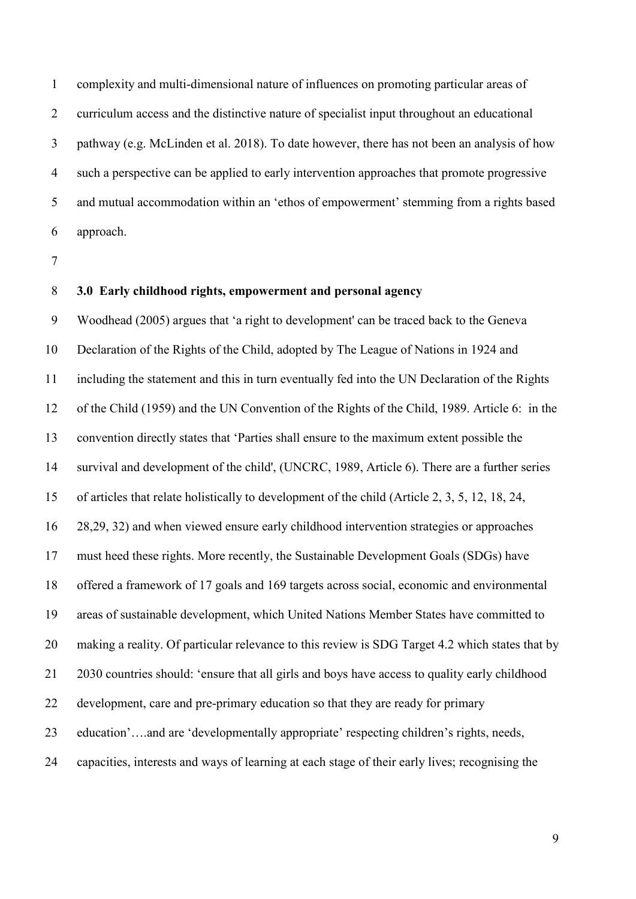complexity and multi-dimensional nature of influences on promoting particular areas of curriculum access and the distinctive nature of specialist input throughout an educational pathway (e.g. McLinden et al. 2018). To date however, there has not been an analysis of how such a perspective can be applied to early intervention approaches that promote progressive and mutual accommodation within an 'ethos of empowerment' stemming from a rights based approach.

## 3.0 Early childhood rights, empowerment and personal agency

Woodhead (2005) argues that 'a right to development' can be traced back to the Geneva Declaration of the Rights of the Child, adopted by The League of Nations in 1924 and including the statement and this in turn eventually fed into the UN Declaration of the Rights of the Child (1959) and the UN Convention of the Rights of the Child, 1989. Article 6: in the convention directly states that 'Parties shall ensure to the maximum extent possible the survival and development of the child', (UNCRC, 1989, Article 6). There are a further series of articles that relate holistically to development of the child (Article 2, 3, 5, 12, 18, 24, 28,29, 32) and when viewed ensure early childhood intervention strategies or approaches must heed these rights. More recently, the Sustainable Development Goals (SDGs) have offered a framework of 17 goals and 169 targets across social, economic and environmental areas of sustainable development, which United Nations Member States have committed to making a reality. Of particular relevance to this review is SDG Target 4.2 which states that by 2030 countries should: 'ensure that all girls and boys have access to quality early childhood development, care and pre-primary education so that they are ready for primary education'….and are 'developmentally appropriate' respecting children's rights, needs, capacities, interests and ways of learning at each stage of their early lives; recognising the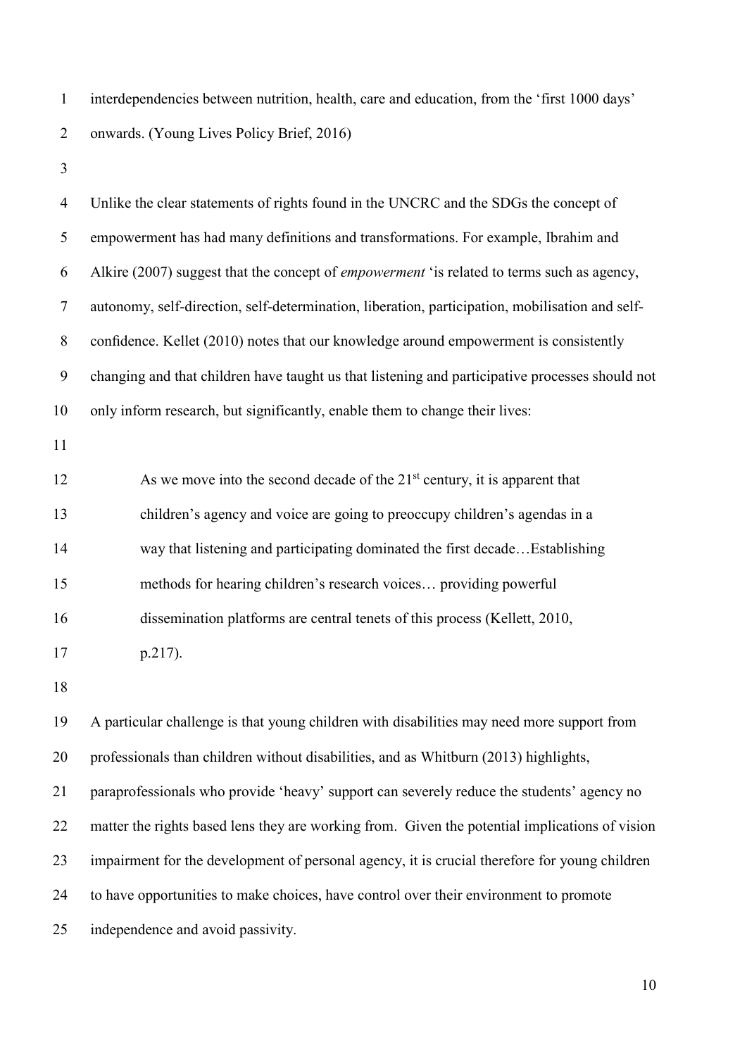interdependencies between nutrition, health, care and education, from the 'first 1000 days' onwards. (Young Lives Policy Brief, 2016)

Unlike the clear statements of rights found in the UNCRC and the SDGs the concept of empowerment has had many definitions and transformations. For example, Ibrahim and Alkire (2007) suggest that the concept of *empowerment* 'is related to terms such as agency, autonomy, self-direction, self-determination, liberation, participation, mobilisation and self-confidence. Kellet (2010) notes that our knowledge around empowerment is consistently changing and that children have taught us that listening and participative processes should not only inform research, but significantly, enable them to change their lives:

> As we move into the second decade of the 21st century, it is apparent that children's agency and voice are going to preoccupy children's agendas in a way that listening and participating dominated the first decade…Establishing methods for hearing children's research voices… providing powerful dissemination platforms are central tenets of this process (Kellett, 2010, p.217).

A particular challenge is that young children with disabilities may need more support from professionals than children without disabilities, and as Whitburn (2013) highlights, paraprofessionals who provide 'heavy' support can severely reduce the students' agency no matter the rights based lens they are working from. Given the potential implications of vision impairment for the development of personal agency, it is crucial therefore for young children to have opportunities to make choices, have control over their environment to promote independence and avoid passivity.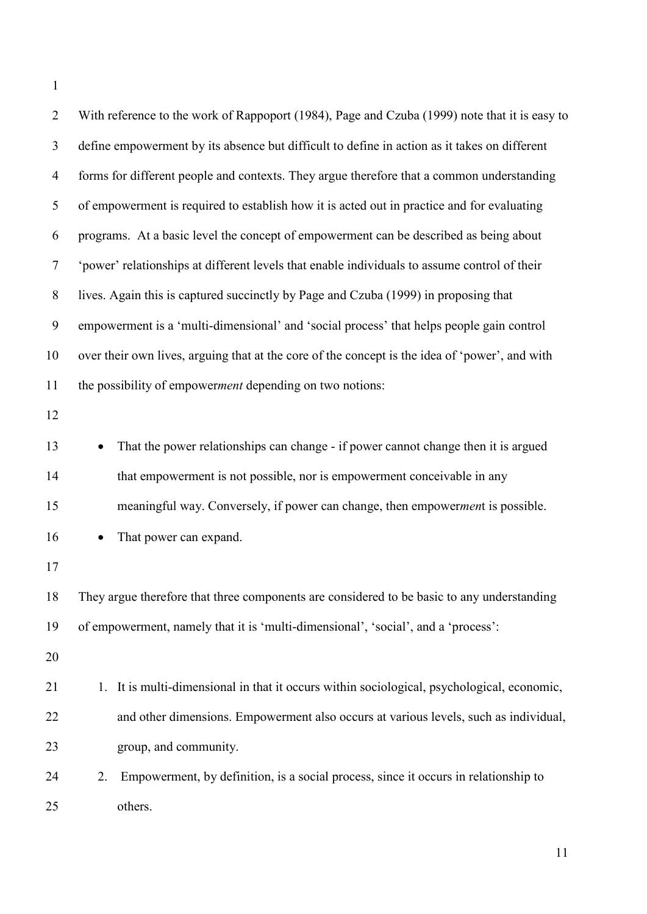With reference to the work of Rappoport (1984), Page and Czuba (1999) note that it is easy to define empowerment by its absence but difficult to define in action as it takes on different forms for different people and contexts. They argue therefore that a common understanding of empowerment is required to establish how it is acted out in practice and for evaluating programs. At a basic level the concept of empowerment can be described as being about 'power' relationships at different levels that enable individuals to assume control of their lives. Again this is captured succinctly by Page and Czuba (1999) in proposing that empowerment is a 'multi-dimensional' and 'social process' that helps people gain control over their own lives, arguing that at the core of the concept is the idea of 'power', and with the possibility of empower*ment* depending on two notions:

- That the power relationships can change - if power cannot change then it is argued that empowerment is not possible, nor is empowerment conceivable in any meaningful way. Conversely, if power can change, then empower*men*t is possible.
- That power can expand.

They argue therefore that three components are considered to be basic to any understanding of empowerment, namely that it is 'multi-dimensional', 'social', and a 'process':

1. It is multi-dimensional in that it occurs within sociological, psychological, economic, and other dimensions. Empowerment also occurs at various levels, such as individual, group, and community.
2. Empowerment, by definition, is a social process, since it occurs in relationship to others.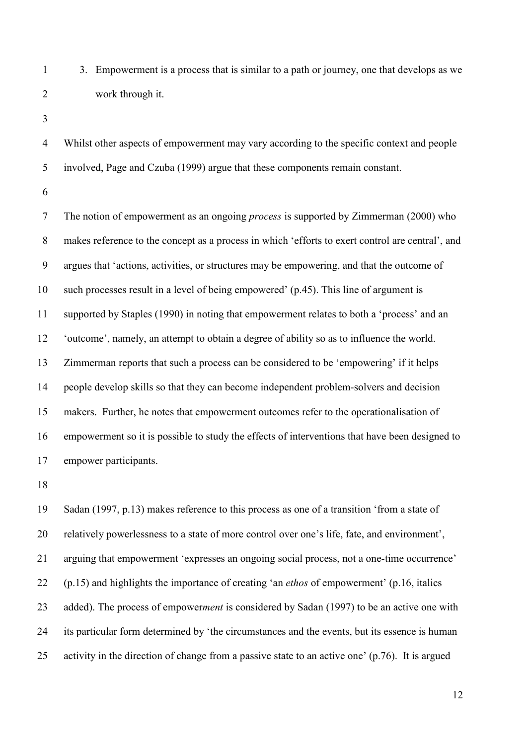3. Empowerment is a process that is similar to a path or journey, one that develops as we work through it.

Whilst other aspects of empowerment may vary according to the specific context and people involved, Page and Czuba (1999) argue that these components remain constant.

The notion of empowerment as an ongoing *process* is supported by Zimmerman (2000) who makes reference to the concept as a process in which 'efforts to exert control are central', and argues that 'actions, activities, or structures may be empowering, and that the outcome of such processes result in a level of being empowered' (p.45). This line of argument is supported by Staples (1990) in noting that empowerment relates to both a 'process' and an 'outcome', namely, an attempt to obtain a degree of ability so as to influence the world. Zimmerman reports that such a process can be considered to be 'empowering' if it helps people develop skills so that they can become independent problem-solvers and decision makers. Further, he notes that empowerment outcomes refer to the operationalisation of empowerment so it is possible to study the effects of interventions that have been designed to empower participants.

Sadan (1997, p.13) makes reference to this process as one of a transition 'from a state of relatively powerlessness to a state of more control over one's life, fate, and environment', arguing that empowerment 'expresses an ongoing social process, not a one-time occurrence' (p.15) and highlights the importance of creating 'an *ethos* of empowerment' (p.16, italics added). The process of empower*ment* is considered by Sadan (1997) to be an active one with its particular form determined by 'the circumstances and the events, but its essence is human activity in the direction of change from a passive state to an active one' (p.76). It is argued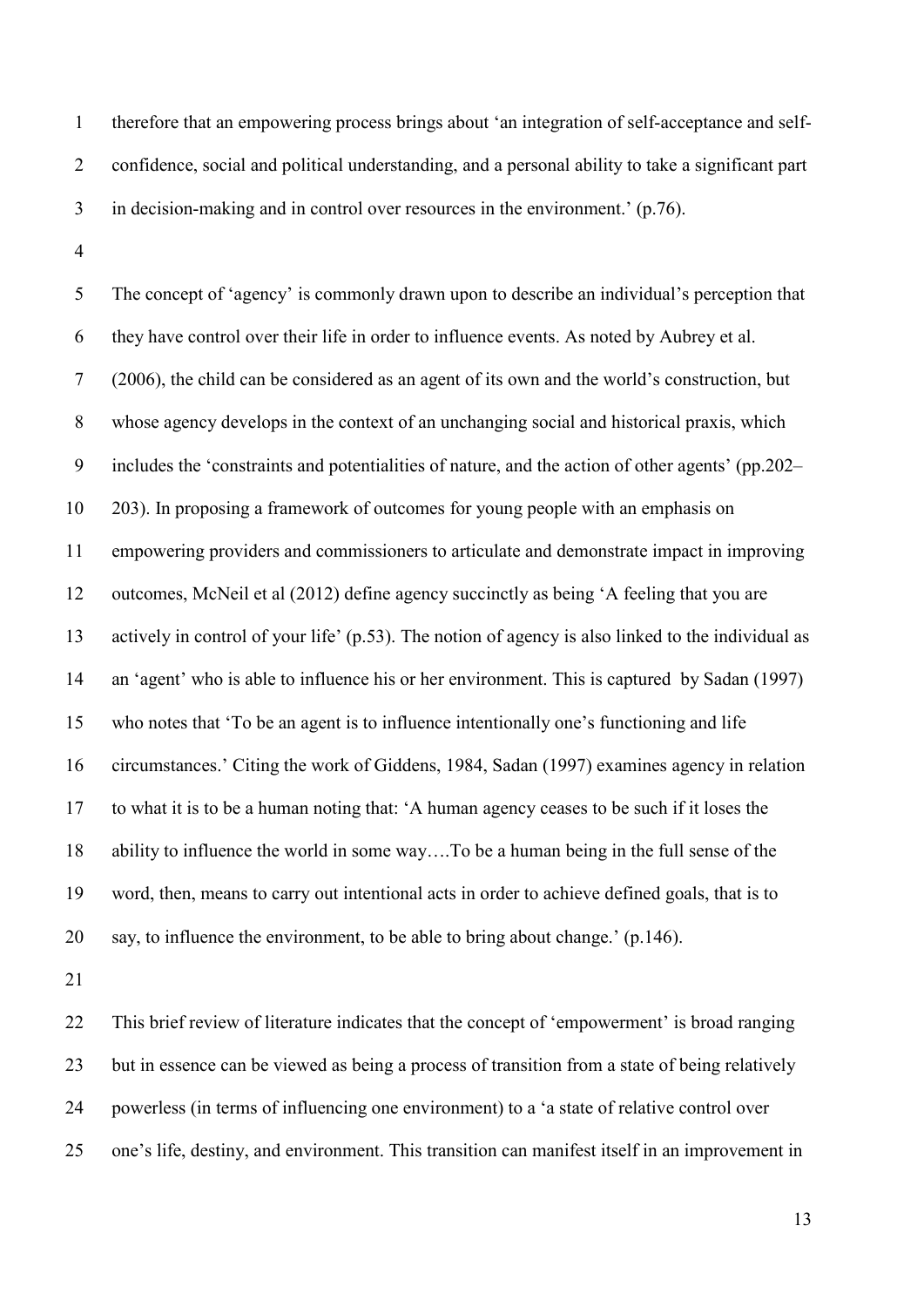therefore that an empowering process brings about 'an integration of self-acceptance and self-confidence, social and political understanding, and a personal ability to take a significant part in decision-making and in control over resources in the environment.' (p.76).

The concept of 'agency' is commonly drawn upon to describe an individual's perception that they have control over their life in order to influence events. As noted by Aubrey et al. (2006), the child can be considered as an agent of its own and the world's construction, but whose agency develops in the context of an unchanging social and historical praxis, which includes the 'constraints and potentialities of nature, and the action of other agents' (pp.202–203). In proposing a framework of outcomes for young people with an emphasis on empowering providers and commissioners to articulate and demonstrate impact in improving outcomes, McNeil et al (2012) define agency succinctly as being 'A feeling that you are actively in control of your life' (p.53). The notion of agency is also linked to the individual as an 'agent' who is able to influence his or her environment. This is captured by Sadan (1997) who notes that 'To be an agent is to influence intentionally one's functioning and life circumstances.' Citing the work of Giddens, 1984, Sadan (1997) examines agency in relation to what it is to be a human noting that: 'A human agency ceases to be such if it loses the ability to influence the world in some way….To be a human being in the full sense of the word, then, means to carry out intentional acts in order to achieve defined goals, that is to say, to influence the environment, to be able to bring about change.' (p.146).

This brief review of literature indicates that the concept of 'empowerment' is broad ranging but in essence can be viewed as being a process of transition from a state of being relatively powerless (in terms of influencing one environment) to a 'a state of relative control over one's life, destiny, and environment. This transition can manifest itself in an improvement in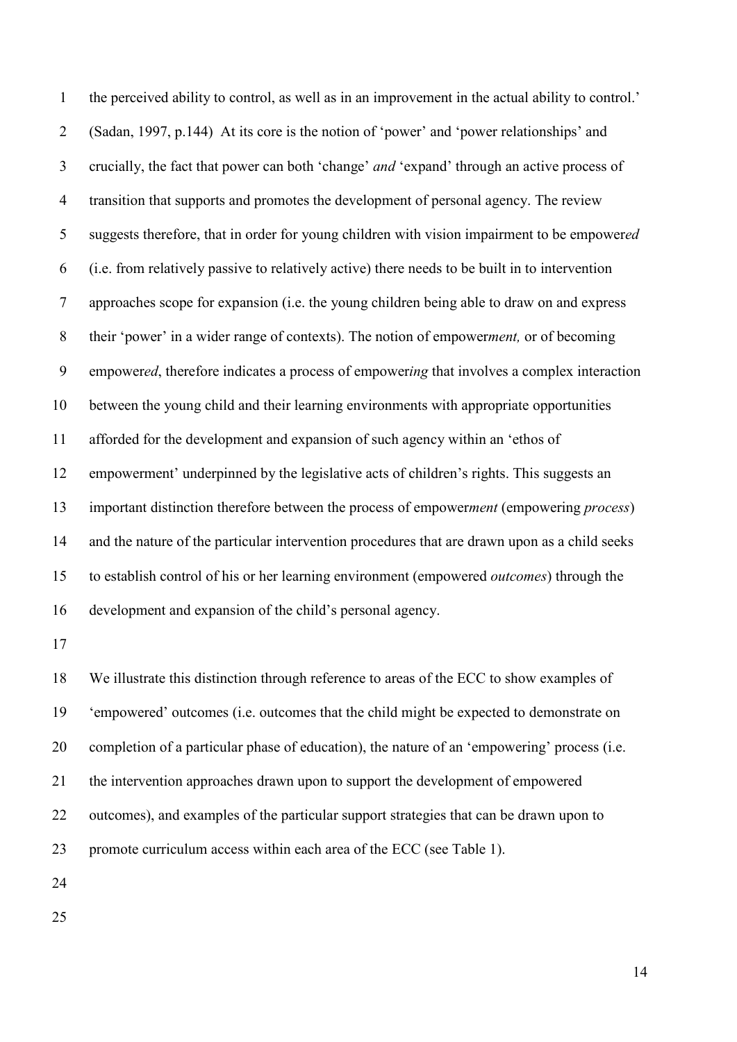the perceived ability to control, as well as in an improvement in the actual ability to control.' (Sadan, 1997, p.144) At its core is the notion of 'power' and 'power relationships' and crucially, the fact that power can both 'change' *and* 'expand' through an active process of transition that supports and promotes the development of personal agency. The review suggests therefore, that in order for young children with vision impairment to be empower*ed* (i.e. from relatively passive to relatively active) there needs to be built in to intervention approaches scope for expansion (i.e. the young children being able to draw on and express their 'power' in a wider range of contexts). The notion of empower*ment,* or of becoming empower*ed*, therefore indicates a process of empower*ing* that involves a complex interaction between the young child and their learning environments with appropriate opportunities afforded for the development and expansion of such agency within an 'ethos of empowerment' underpinned by the legislative acts of children's rights. This suggests an important distinction therefore between the process of empower*ment* (empowering *process*) and the nature of the particular intervention procedures that are drawn upon as a child seeks to establish control of his or her learning environment (empowered *outcomes*) through the development and expansion of the child's personal agency.

We illustrate this distinction through reference to areas of the ECC to show examples of 'empowered' outcomes (i.e. outcomes that the child might be expected to demonstrate on completion of a particular phase of education), the nature of an 'empowering' process (i.e. the intervention approaches drawn upon to support the development of empowered outcomes), and examples of the particular support strategies that can be drawn upon to promote curriculum access within each area of the ECC (see Table 1).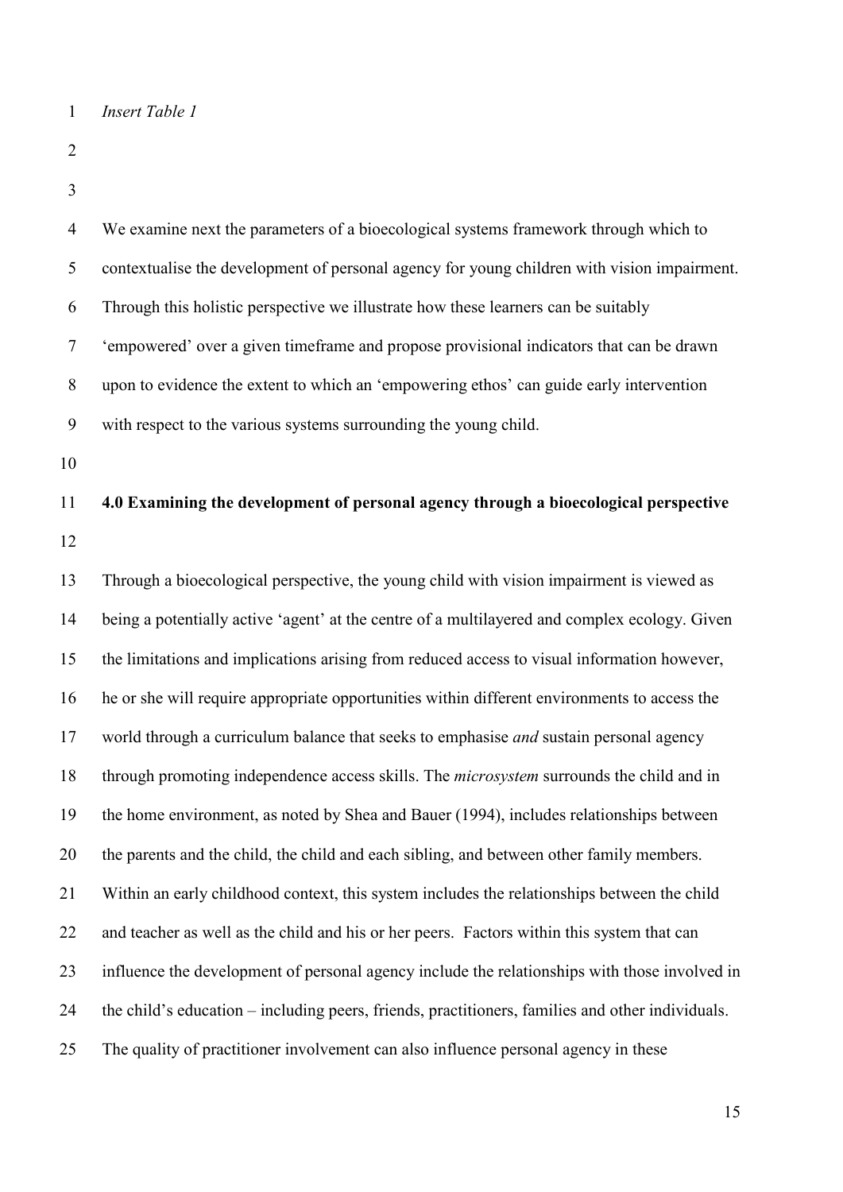*Insert Table 1*

We examine next the parameters of a bioecological systems framework through which to contextualise the development of personal agency for young children with vision impairment. Through this holistic perspective we illustrate how these learners can be suitably 'empowered' over a given timeframe and propose provisional indicators that can be drawn upon to evidence the extent to which an 'empowering ethos' can guide early intervention with respect to the various systems surrounding the young child.

## 4.0 Examining the development of personal agency through a bioecological perspective

Through a bioecological perspective, the young child with vision impairment is viewed as being a potentially active 'agent' at the centre of a multilayered and complex ecology. Given the limitations and implications arising from reduced access to visual information however, he or she will require appropriate opportunities within different environments to access the world through a curriculum balance that seeks to emphasise *and* sustain personal agency through promoting independence access skills. The *microsystem* surrounds the child and in the home environment, as noted by Shea and Bauer (1994), includes relationships between the parents and the child, the child and each sibling, and between other family members. Within an early childhood context, this system includes the relationships between the child and teacher as well as the child and his or her peers. Factors within this system that can influence the development of personal agency include the relationships with those involved in the child's education – including peers, friends, practitioners, families and other individuals. The quality of practitioner involvement can also influence personal agency in these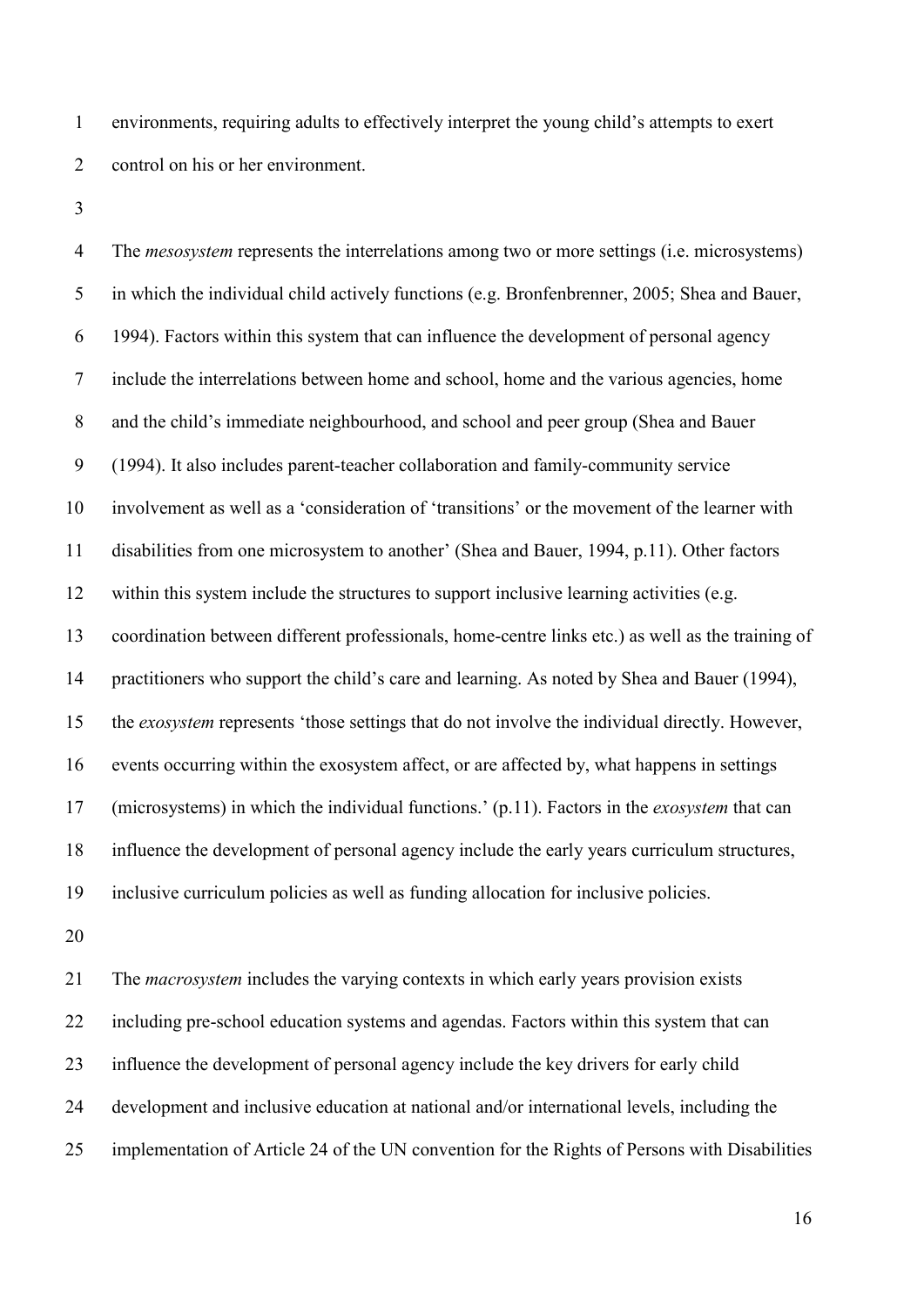environments, requiring adults to effectively interpret the young child's attempts to exert control on his or her environment.

The *mesosystem* represents the interrelations among two or more settings (i.e. microsystems) in which the individual child actively functions (e.g. Bronfenbrenner, 2005; Shea and Bauer, 1994). Factors within this system that can influence the development of personal agency include the interrelations between home and school, home and the various agencies, home and the child's immediate neighbourhood, and school and peer group (Shea and Bauer (1994). It also includes parent-teacher collaboration and family-community service involvement as well as a 'consideration of 'transitions' or the movement of the learner with disabilities from one microsystem to another' (Shea and Bauer, 1994, p.11). Other factors within this system include the structures to support inclusive learning activities (e.g. coordination between different professionals, home-centre links etc.) as well as the training of practitioners who support the child's care and learning. As noted by Shea and Bauer (1994), the *exosystem* represents 'those settings that do not involve the individual directly. However, events occurring within the exosystem affect, or are affected by, what happens in settings (microsystems) in which the individual functions.' (p.11). Factors in the *exosystem* that can influence the development of personal agency include the early years curriculum structures, inclusive curriculum policies as well as funding allocation for inclusive policies.

The *macrosystem* includes the varying contexts in which early years provision exists including pre-school education systems and agendas. Factors within this system that can influence the development of personal agency include the key drivers for early child development and inclusive education at national and/or international levels, including the implementation of Article 24 of the UN convention for the Rights of Persons with Disabilities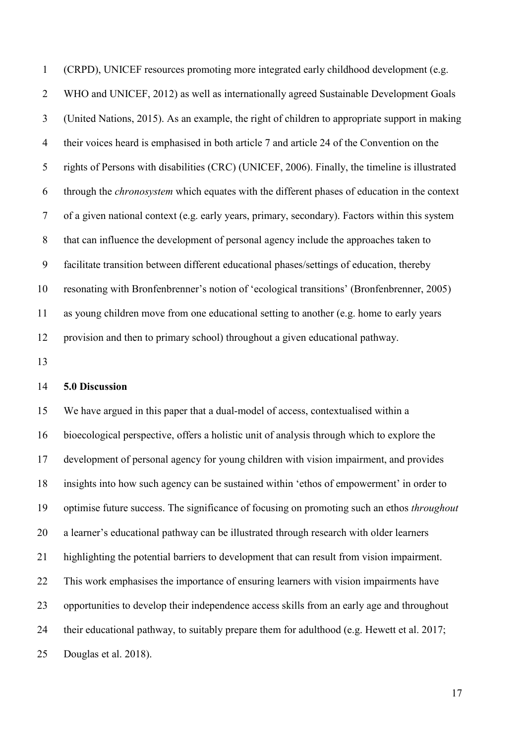(CRPD), UNICEF resources promoting more integrated early childhood development (e.g. WHO and UNICEF, 2012) as well as internationally agreed Sustainable Development Goals (United Nations, 2015). As an example, the right of children to appropriate support in making their voices heard is emphasised in both article 7 and article 24 of the Convention on the rights of Persons with disabilities (CRC) (UNICEF, 2006). Finally, the timeline is illustrated through the *chronosystem* which equates with the different phases of education in the context of a given national context (e.g. early years, primary, secondary). Factors within this system that can influence the development of personal agency include the approaches taken to facilitate transition between different educational phases/settings of education, thereby resonating with Bronfenbrenner's notion of 'ecological transitions' (Bronfenbrenner, 2005) as young children move from one educational setting to another (e.g. home to early years provision and then to primary school) throughout a given educational pathway.

## 5.0 Discussion

We have argued in this paper that a dual-model of access, contextualised within a bioecological perspective, offers a holistic unit of analysis through which to explore the development of personal agency for young children with vision impairment, and provides insights into how such agency can be sustained within 'ethos of empowerment' in order to optimise future success. The significance of focusing on promoting such an ethos *throughout* a learner's educational pathway can be illustrated through research with older learners highlighting the potential barriers to development that can result from vision impairment. This work emphasises the importance of ensuring learners with vision impairments have opportunities to develop their independence access skills from an early age and throughout their educational pathway, to suitably prepare them for adulthood (e.g. Hewett et al. 2017; Douglas et al. 2018).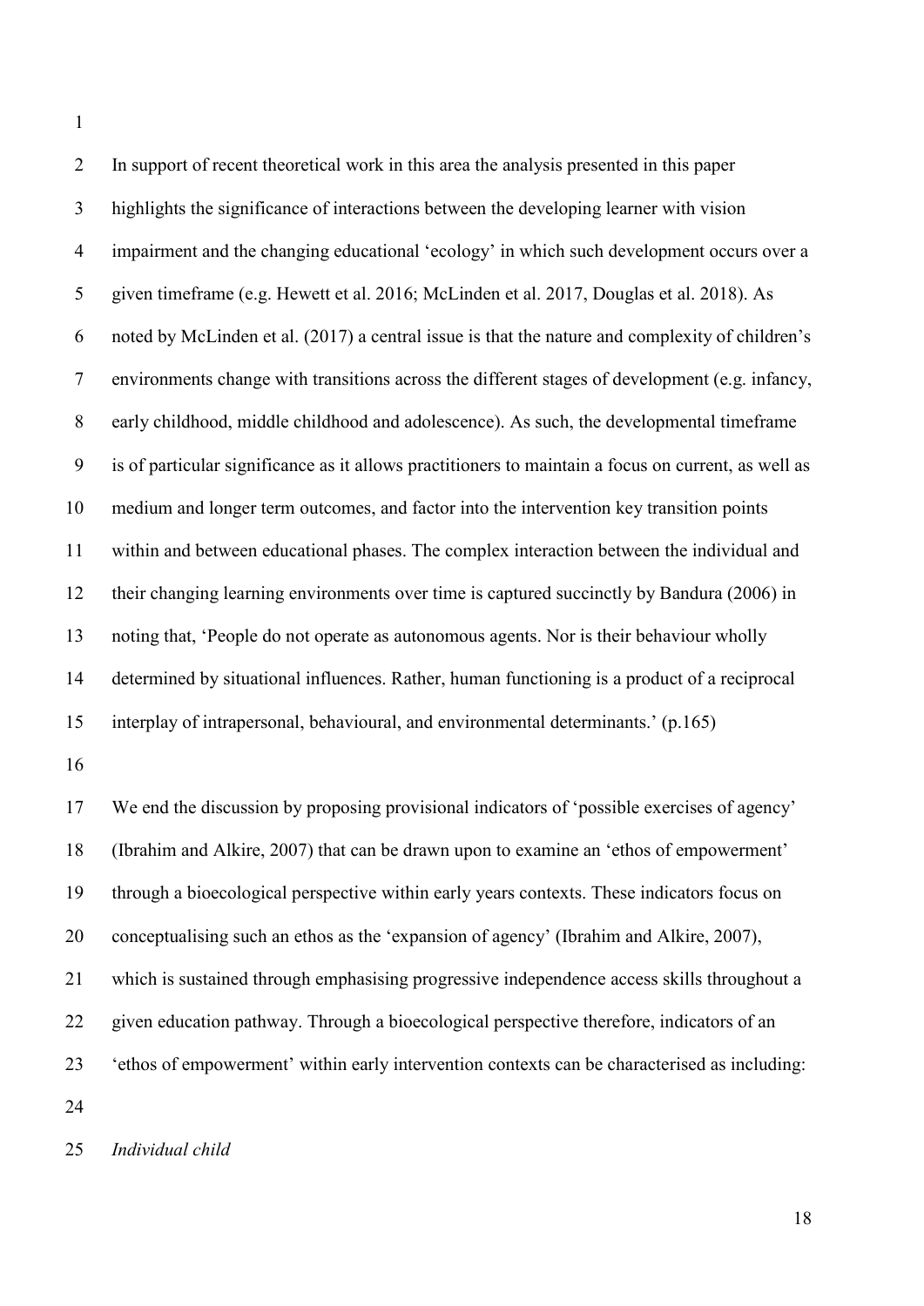In support of recent theoretical work in this area the analysis presented in this paper highlights the significance of interactions between the developing learner with vision impairment and the changing educational 'ecology' in which such development occurs over a given timeframe (e.g. Hewett et al. 2016; McLinden et al. 2017, Douglas et al. 2018). As noted by McLinden et al. (2017) a central issue is that the nature and complexity of children's environments change with transitions across the different stages of development (e.g. infancy, early childhood, middle childhood and adolescence). As such, the developmental timeframe is of particular significance as it allows practitioners to maintain a focus on current, as well as medium and longer term outcomes, and factor into the intervention key transition points within and between educational phases. The complex interaction between the individual and their changing learning environments over time is captured succinctly by Bandura (2006) in noting that, 'People do not operate as autonomous agents. Nor is their behaviour wholly determined by situational influences. Rather, human functioning is a product of a reciprocal interplay of intrapersonal, behavioural, and environmental determinants.' (p.165)

We end the discussion by proposing provisional indicators of 'possible exercises of agency' (Ibrahim and Alkire, 2007) that can be drawn upon to examine an 'ethos of empowerment' through a bioecological perspective within early years contexts. These indicators focus on conceptualising such an ethos as the 'expansion of agency' (Ibrahim and Alkire, 2007), which is sustained through emphasising progressive independence access skills throughout a given education pathway. Through a bioecological perspective therefore, indicators of an 'ethos of empowerment' within early intervention contexts can be characterised as including:

*Individual child*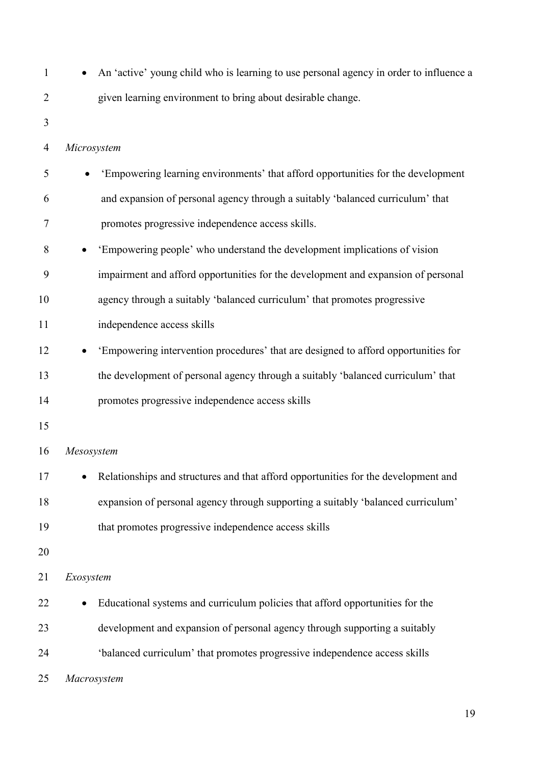- An 'active' young child who is learning to use personal agency in order to influence a given learning environment to bring about desirable change.

*Microsystem*

- 'Empowering learning environments' that afford opportunities for the development and expansion of personal agency through a suitably 'balanced curriculum' that promotes progressive independence access skills.
- 'Empowering people' who understand the development implications of vision impairment and afford opportunities for the development and expansion of personal agency through a suitably 'balanced curriculum' that promotes progressive independence access skills
- 'Empowering intervention procedures' that are designed to afford opportunities for the development of personal agency through a suitably 'balanced curriculum' that promotes progressive independence access skills

*Mesosystem*

- Relationships and structures and that afford opportunities for the development and expansion of personal agency through supporting a suitably 'balanced curriculum' that promotes progressive independence access skills

*Exosystem*

- Educational systems and curriculum policies that afford opportunities for the development and expansion of personal agency through supporting a suitably 'balanced curriculum' that promotes progressive independence access skills

*Macrosystem*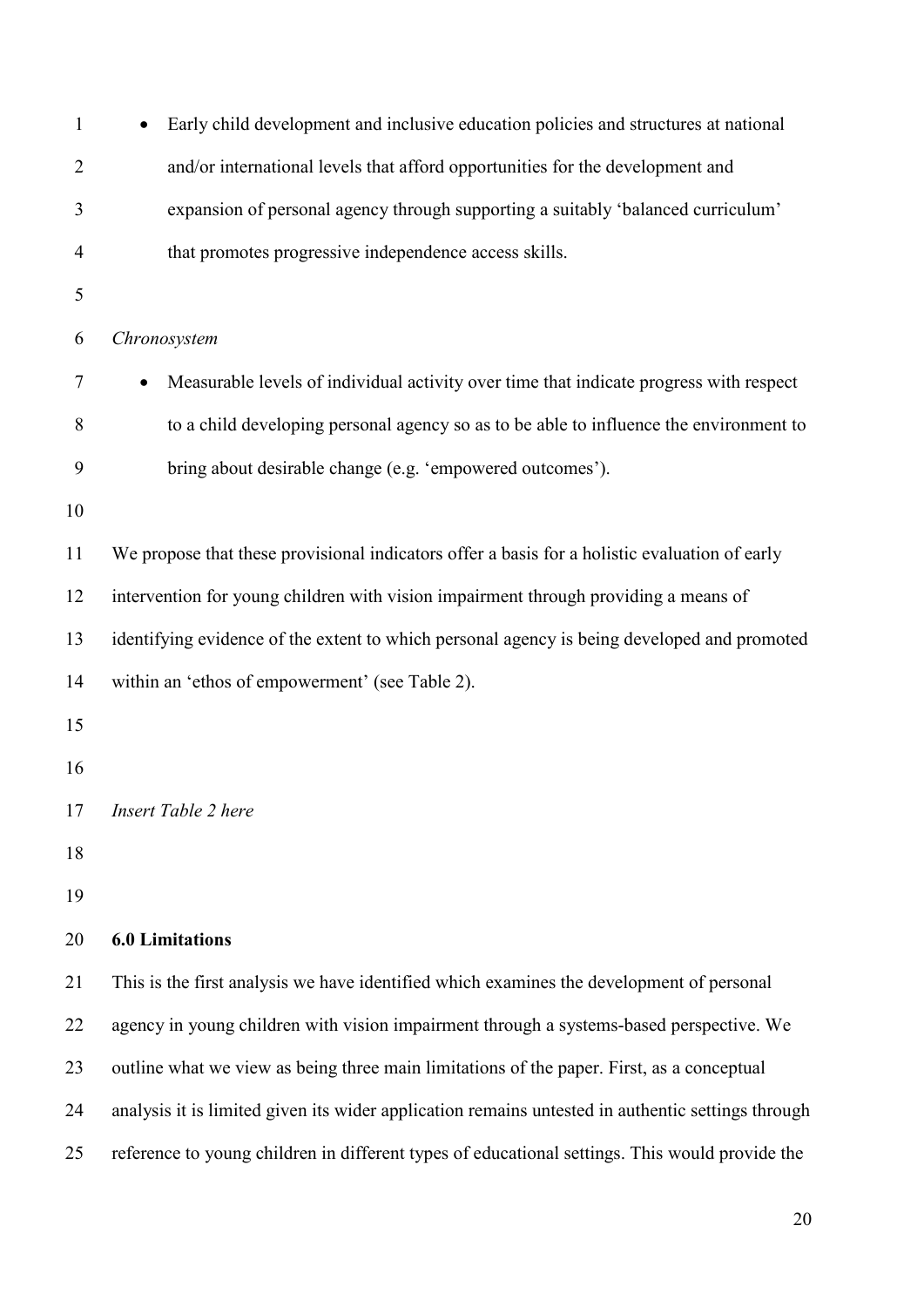- Early child development and inclusive education policies and structures at national and/or international levels that afford opportunities for the development and expansion of personal agency through supporting a suitably 'balanced curriculum' that promotes progressive independence access skills.

*Chronosystem*

- Measurable levels of individual activity over time that indicate progress with respect to a child developing personal agency so as to be able to influence the environment to bring about desirable change (e.g. 'empowered outcomes').

We propose that these provisional indicators offer a basis for a holistic evaluation of early intervention for young children with vision impairment through providing a means of identifying evidence of the extent to which personal agency is being developed and promoted within an 'ethos of empowerment' (see Table 2).

*Insert Table 2 here*

## 6.0 Limitations

This is the first analysis we have identified which examines the development of personal agency in young children with vision impairment through a systems-based perspective. We outline what we view as being three main limitations of the paper. First, as a conceptual analysis it is limited given its wider application remains untested in authentic settings through reference to young children in different types of educational settings. This would provide the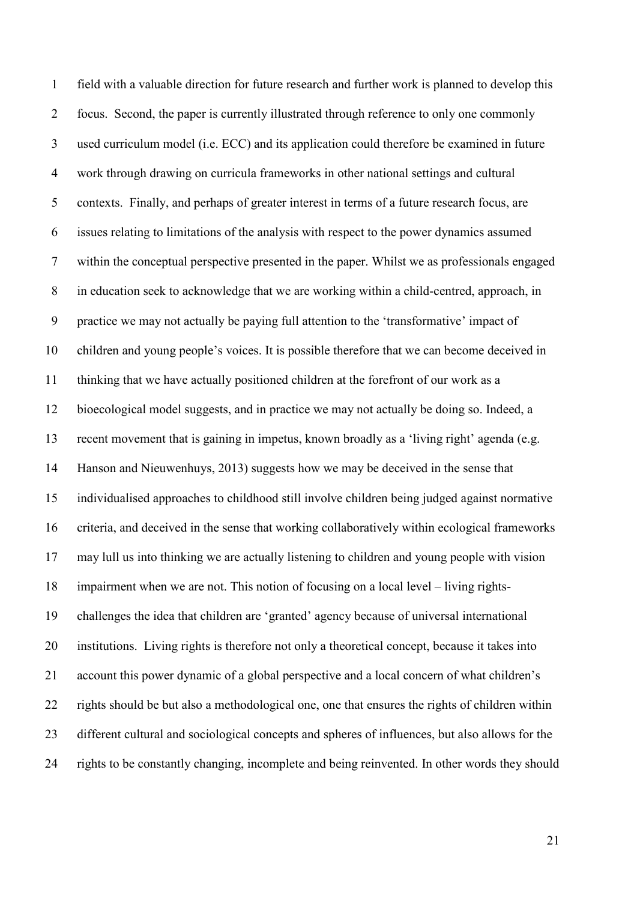field with a valuable direction for future research and further work is planned to develop this focus. Second, the paper is currently illustrated through reference to only one commonly used curriculum model (i.e. ECC) and its application could therefore be examined in future work through drawing on curricula frameworks in other national settings and cultural contexts. Finally, and perhaps of greater interest in terms of a future research focus, are issues relating to limitations of the analysis with respect to the power dynamics assumed within the conceptual perspective presented in the paper. Whilst we as professionals engaged in education seek to acknowledge that we are working within a child-centred, approach, in practice we may not actually be paying full attention to the 'transformative' impact of children and young people's voices. It is possible therefore that we can become deceived in thinking that we have actually positioned children at the forefront of our work as a bioecological model suggests, and in practice we may not actually be doing so. Indeed, a recent movement that is gaining in impetus, known broadly as a 'living right' agenda (e.g. Hanson and Nieuwenhuys, 2013) suggests how we may be deceived in the sense that individualised approaches to childhood still involve children being judged against normative criteria, and deceived in the sense that working collaboratively within ecological frameworks may lull us into thinking we are actually listening to children and young people with vision impairment when we are not. This notion of focusing on a local level – living rights- challenges the idea that children are 'granted' agency because of universal international institutions. Living rights is therefore not only a theoretical concept, because it takes into account this power dynamic of a global perspective and a local concern of what children's rights should be but also a methodological one, one that ensures the rights of children within different cultural and sociological concepts and spheres of influences, but also allows for the rights to be constantly changing, incomplete and being reinvented. In other words they should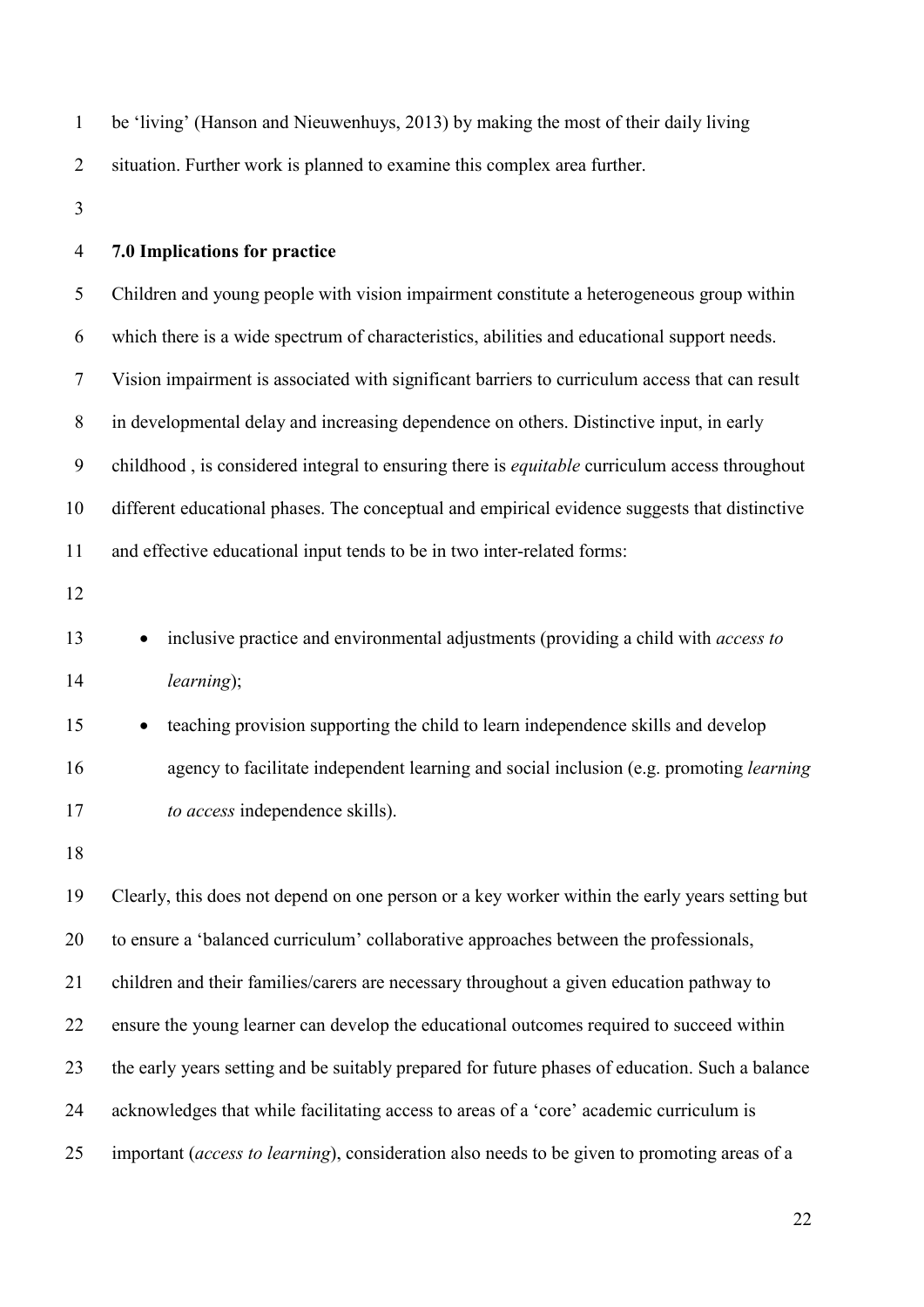be 'living' (Hanson and Nieuwenhuys, 2013) by making the most of their daily living situation. Further work is planned to examine this complex area further.

## 7.0 Implications for practice

Children and young people with vision impairment constitute a heterogeneous group within which there is a wide spectrum of characteristics, abilities and educational support needs. Vision impairment is associated with significant barriers to curriculum access that can result in developmental delay and increasing dependence on others. Distinctive input, in early childhood , is considered integral to ensuring there is *equitable* curriculum access throughout different educational phases. The conceptual and empirical evidence suggests that distinctive and effective educational input tends to be in two inter-related forms:

- inclusive practice and environmental adjustments (providing a child with *access to learning*);
- teaching provision supporting the child to learn independence skills and develop agency to facilitate independent learning and social inclusion (e.g. promoting *learning to access* independence skills).

Clearly, this does not depend on one person or a key worker within the early years setting but to ensure a 'balanced curriculum' collaborative approaches between the professionals, children and their families/carers are necessary throughout a given education pathway to ensure the young learner can develop the educational outcomes required to succeed within the early years setting and be suitably prepared for future phases of education. Such a balance acknowledges that while facilitating access to areas of a 'core' academic curriculum is important (*access to learning*), consideration also needs to be given to promoting areas of a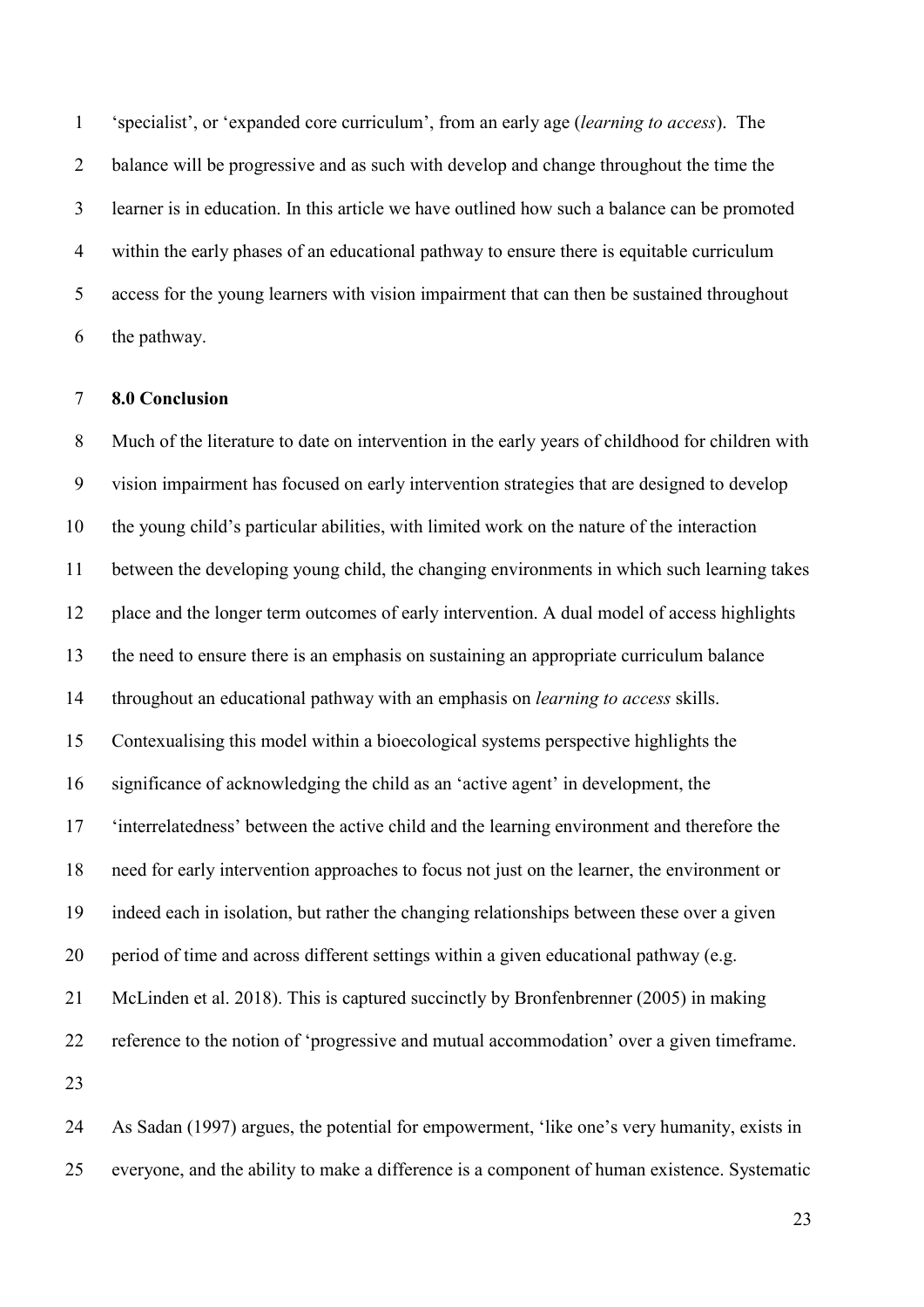'specialist', or 'expanded core curriculum', from an early age (*learning to access*). The balance will be progressive and as such with develop and change throughout the time the learner is in education. In this article we have outlined how such a balance can be promoted within the early phases of an educational pathway to ensure there is equitable curriculum access for the young learners with vision impairment that can then be sustained throughout the pathway.

## 8.0 Conclusion

Much of the literature to date on intervention in the early years of childhood for children with vision impairment has focused on early intervention strategies that are designed to develop the young child's particular abilities, with limited work on the nature of the interaction between the developing young child, the changing environments in which such learning takes place and the longer term outcomes of early intervention. A dual model of access highlights the need to ensure there is an emphasis on sustaining an appropriate curriculum balance throughout an educational pathway with an emphasis on *learning to access* skills. Contexualising this model within a bioecological systems perspective highlights the significance of acknowledging the child as an 'active agent' in development, the 'interrelatedness' between the active child and the learning environment and therefore the need for early intervention approaches to focus not just on the learner, the environment or indeed each in isolation, but rather the changing relationships between these over a given period of time and across different settings within a given educational pathway (e.g. McLinden et al. 2018). This is captured succinctly by Bronfenbrenner (2005) in making reference to the notion of 'progressive and mutual accommodation' over a given timeframe.

As Sadan (1997) argues, the potential for empowerment, 'like one's very humanity, exists in everyone, and the ability to make a difference is a component of human existence. Systematic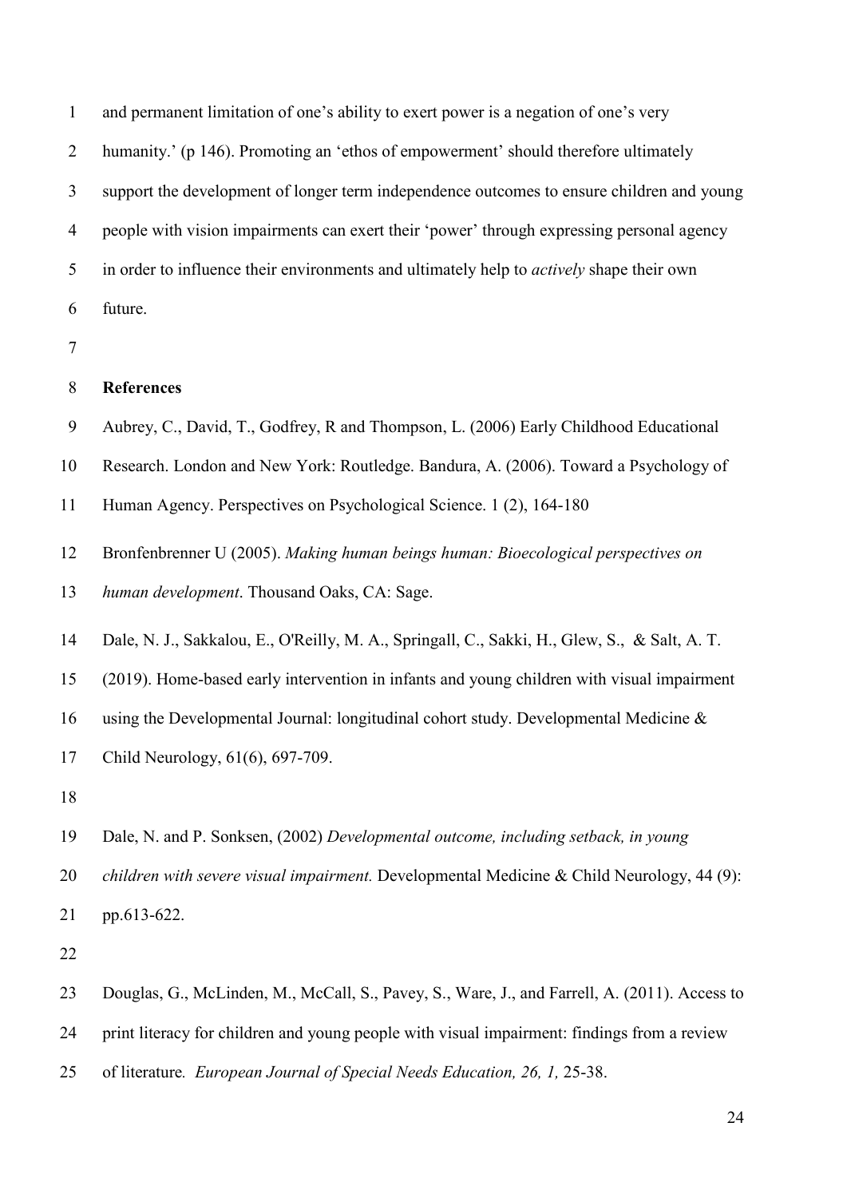and permanent limitation of one's ability to exert power is a negation of one's very humanity.' (p 146). Promoting an 'ethos of empowerment' should therefore ultimately support the development of longer term independence outcomes to ensure children and young people with vision impairments can exert their 'power' through expressing personal agency in order to influence their environments and ultimately help to *actively* shape their own future.

**References**

Aubrey, C., David, T., Godfrey, R and Thompson, L. (2006) Early Childhood Educational Research. London and New York: Routledge. Bandura, A. (2006). Toward a Psychology of Human Agency. Perspectives on Psychological Science. 1 (2), 164-180

Bronfenbrenner U (2005). *Making human beings human: Bioecological perspectives on human development*. Thousand Oaks, CA: Sage.

Dale, N. J., Sakkalou, E., O'Reilly, M. A., Springall, C., Sakki, H., Glew, S., & Salt, A. T. (2019). Home-based early intervention in infants and young children with visual impairment using the Developmental Journal: longitudinal cohort study. Developmental Medicine & Child Neurology, 61(6), 697-709.

Dale, N. and P. Sonksen, (2002) *Developmental outcome, including setback, in young children with severe visual impairment.* Developmental Medicine & Child Neurology, 44 (9): pp.613-622.

Douglas, G., McLinden, M., McCall, S., Pavey, S., Ware, J., and Farrell, A. (2011). Access to print literacy for children and young people with visual impairment: findings from a review of literature*. European Journal of Special Needs Education, 26, 1,* 25-38.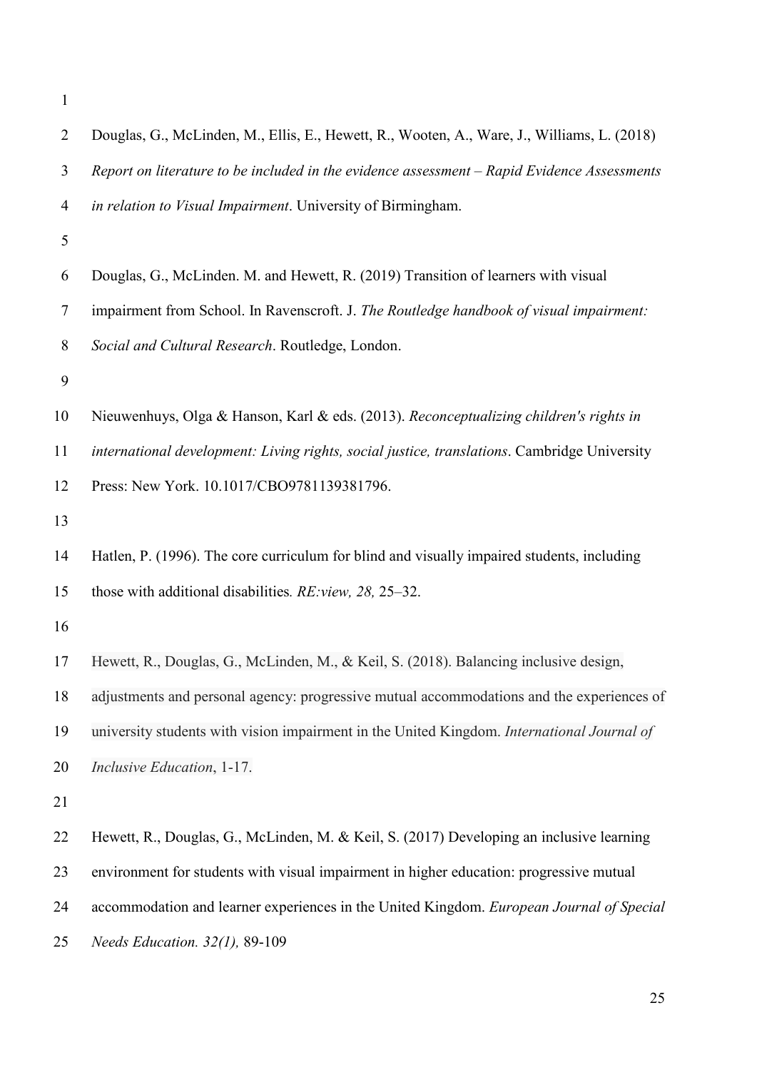Douglas, G., McLinden, M., Ellis, E., Hewett, R., Wooten, A., Ware, J., Williams, L. (2018) *Report on literature to be included in the evidence assessment – Rapid Evidence Assessments in relation to Visual Impairment*. University of Birmingham.

Douglas, G., McLinden. M. and Hewett, R. (2019) Transition of learners with visual impairment from School. In Ravenscroft. J. *The Routledge handbook of visual impairment: Social and Cultural Research*. Routledge, London.

Nieuwenhuys, Olga & Hanson, Karl & eds. (2013). *Reconceptualizing children's rights in international development: Living rights, social justice, translations*. Cambridge University Press: New York. 10.1017/CBO9781139381796.

Hatlen, P. (1996). The core curriculum for blind and visually impaired students, including those with additional disabilities*. RE:view, 28,* 25–32.

Hewett, R., Douglas, G., McLinden, M., & Keil, S. (2018). Balancing inclusive design, adjustments and personal agency: progressive mutual accommodations and the experiences of university students with vision impairment in the United Kingdom. *International Journal of Inclusive Education*, 1-17.

Hewett, R., Douglas, G., McLinden, M. & Keil, S. (2017) Developing an inclusive learning environment for students with visual impairment in higher education: progressive mutual accommodation and learner experiences in the United Kingdom. *European Journal of Special Needs Education. 32(1),* 89-109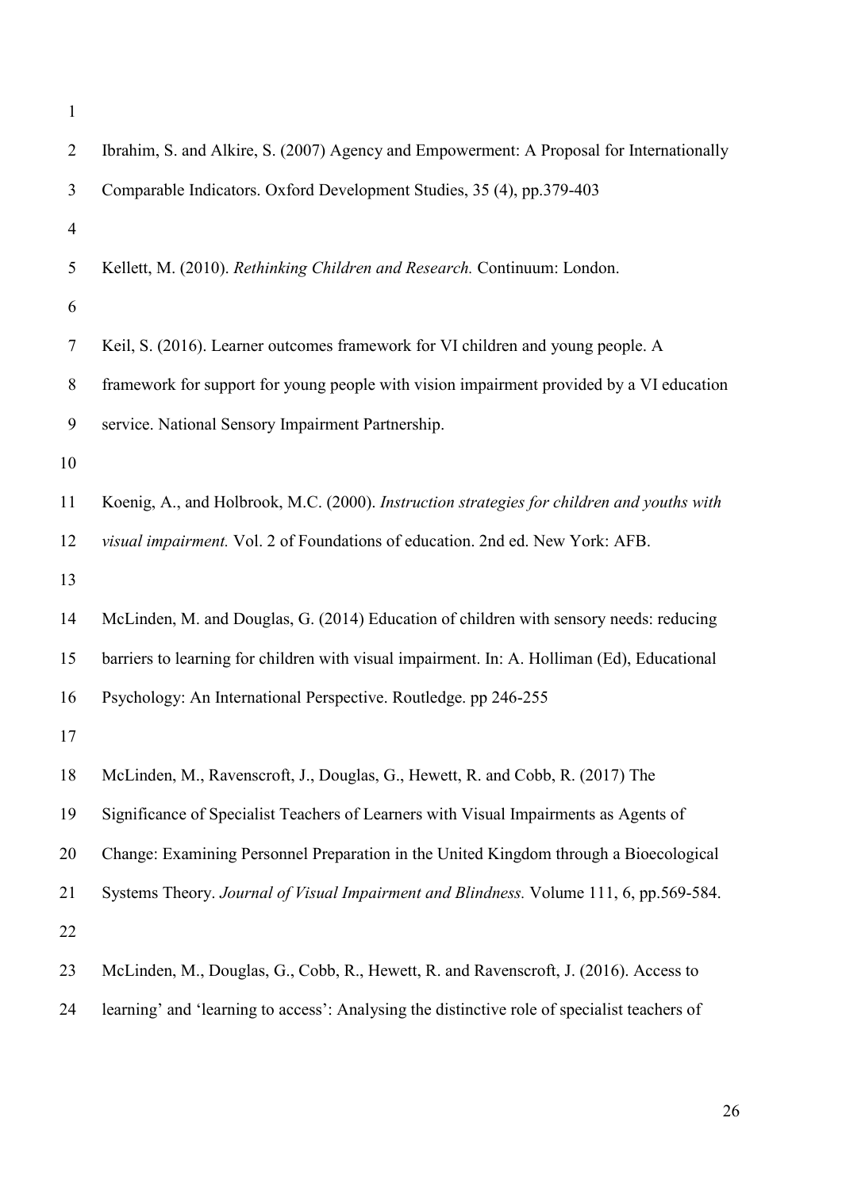Ibrahim, S. and Alkire, S. (2007) Agency and Empowerment: A Proposal for Internationally Comparable Indicators. Oxford Development Studies, 35 (4), pp.379-403

Kellett, M. (2010). *Rethinking Children and Research.* Continuum: London.

Keil, S. (2016). Learner outcomes framework for VI children and young people. A framework for support for young people with vision impairment provided by a VI education service. National Sensory Impairment Partnership.

Koenig, A., and Holbrook, M.C. (2000). *Instruction strategies for children and youths with visual impairment.* Vol. 2 of Foundations of education. 2nd ed. New York: AFB.

McLinden, M. and Douglas, G. (2014) Education of children with sensory needs: reducing barriers to learning for children with visual impairment. In: A. Holliman (Ed), Educational Psychology: An International Perspective. Routledge. pp 246-255

McLinden, M., Ravenscroft, J., Douglas, G., Hewett, R. and Cobb, R. (2017) The Significance of Specialist Teachers of Learners with Visual Impairments as Agents of Change: Examining Personnel Preparation in the United Kingdom through a Bioecological Systems Theory. *Journal of Visual Impairment and Blindness.* Volume 111, 6, pp.569-584.

McLinden, M., Douglas, G., Cobb, R., Hewett, R. and Ravenscroft, J. (2016). Access to learning' and 'learning to access': Analysing the distinctive role of specialist teachers of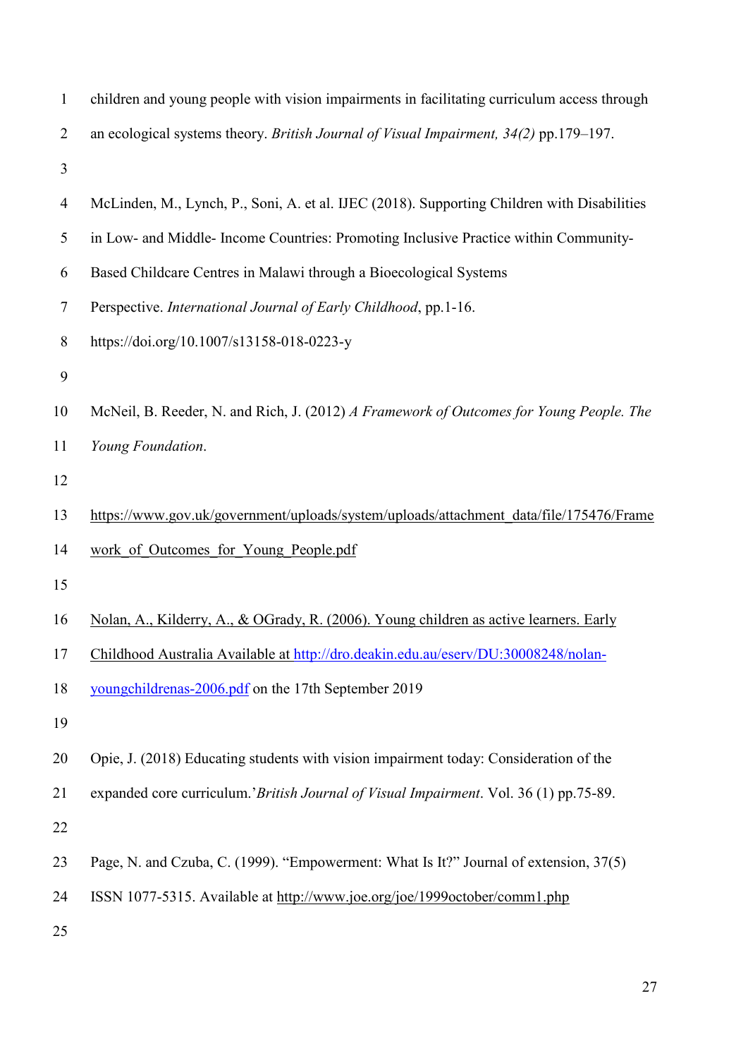children and young people with vision impairments in facilitating curriculum access through an ecological systems theory. *British Journal of Visual Impairment, 34(2)* pp.179–197.

McLinden, M., Lynch, P., Soni, A. et al. IJEC (2018). Supporting Children with Disabilities in Low- and Middle- Income Countries: Promoting Inclusive Practice within Community-Based Childcare Centres in Malawi through a Bioecological Systems Perspective. *International Journal of Early Childhood*, pp.1-16. https://doi.org/10.1007/s13158-018-0223-y

McNeil, B. Reeder, N. and Rich, J. (2012) *A Framework of Outcomes for Young People. The Young Foundation*.

https://www.gov.uk/government/uploads/system/uploads/attachment_data/file/175476/Framework_of_Outcomes_for_Young_People.pdf

Nolan, A., Kilderry, A., & OGrady, R. (2006). Young children as active learners. Early Childhood Australia Available at http://dro.deakin.edu.au/eserv/DU:30008248/nolan-youngchildrenas-2006.pdf on the 17th September 2019

Opie, J. (2018) Educating students with vision impairment today: Consideration of the expanded core curriculum.'*British Journal of Visual Impairment*. Vol. 36 (1) pp.75-89.

Page, N. and Czuba, C. (1999). "Empowerment: What Is It?" Journal of extension, 37(5) ISSN 1077-5315. Available at http://www.joe.org/joe/1999october/comm1.php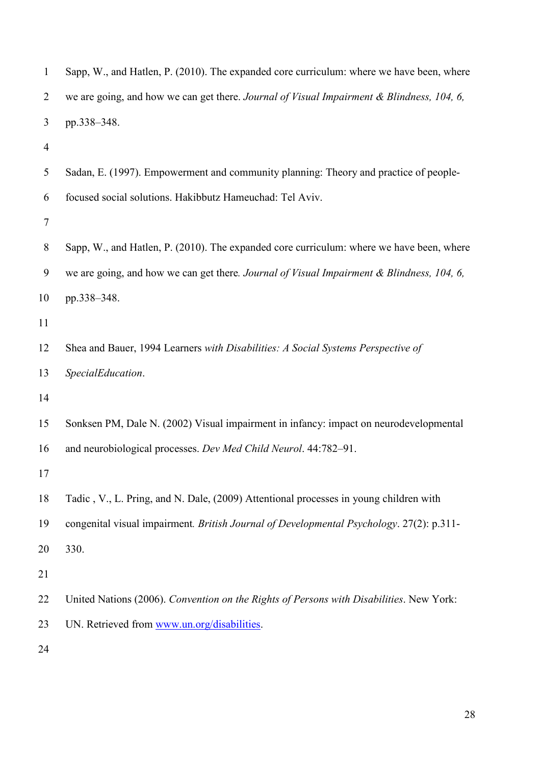Sapp, W., and Hatlen, P. (2010). The expanded core curriculum: where we have been, where we are going, and how we can get there. *Journal of Visual Impairment & Blindness, 104, 6,* pp.338–348.

Sadan, E. (1997). Empowerment and community planning: Theory and practice of people-focused social solutions. Hakibbutz Hameuchad: Tel Aviv.

Sapp, W., and Hatlen, P. (2010). The expanded core curriculum: where we have been, where we are going, and how we can get there*. Journal of Visual Impairment & Blindness, 104, 6,* pp.338–348.

Shea and Bauer, 1994 Learners *with Disabilities: A Social Systems Perspective of SpecialEducation*.

Sonksen PM, Dale N. (2002) Visual impairment in infancy: impact on neurodevelopmental and neurobiological processes. *Dev Med Child Neurol*. 44:782–91.

Tadic , V., L. Pring, and N. Dale, (2009) Attentional processes in young children with congenital visual impairment*. British Journal of Developmental Psychology*. 27(2): p.311-330.

United Nations (2006). *Convention on the Rights of Persons with Disabilities*. New York: UN. Retrieved from www.un.org/disabilities.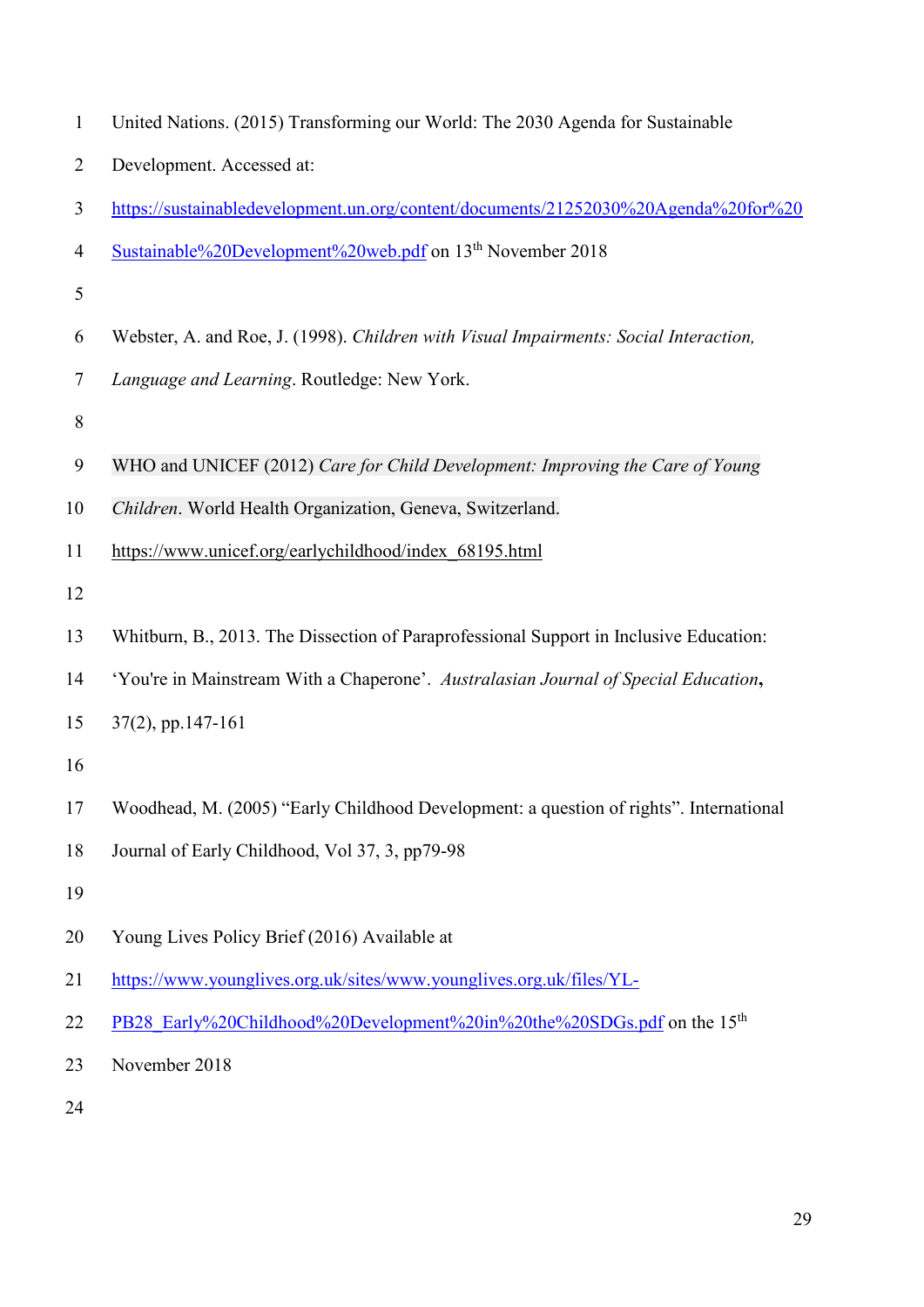United Nations. (2015) Transforming our World: The 2030 Agenda for Sustainable Development. Accessed at: https://sustainabledevelopment.un.org/content/documents/21252030%20Agenda%20for%20Sustainable%20Development%20web.pdf on 13th November 2018

Webster, A. and Roe, J. (1998). *Children with Visual Impairments: Social Interaction, Language and Learning*. Routledge: New York.

WHO and UNICEF (2012) *Care for Child Development: Improving the Care of Young Children*. World Health Organization, Geneva, Switzerland. https://www.unicef.org/earlychildhood/index_68195.html

Whitburn, B., 2013. The Dissection of Paraprofessional Support in Inclusive Education: 'You're in Mainstream With a Chaperone'. *Australasian Journal of Special Education*, 37(2), pp.147-161

Woodhead, M. (2005) "Early Childhood Development: a question of rights". International Journal of Early Childhood, Vol 37, 3, pp79-98

Young Lives Policy Brief (2016) Available at https://www.younglives.org.uk/sites/www.younglives.org.uk/files/YL-PB28_Early%20Childhood%20Development%20in%20the%20SDGs.pdf on the 15th November 2018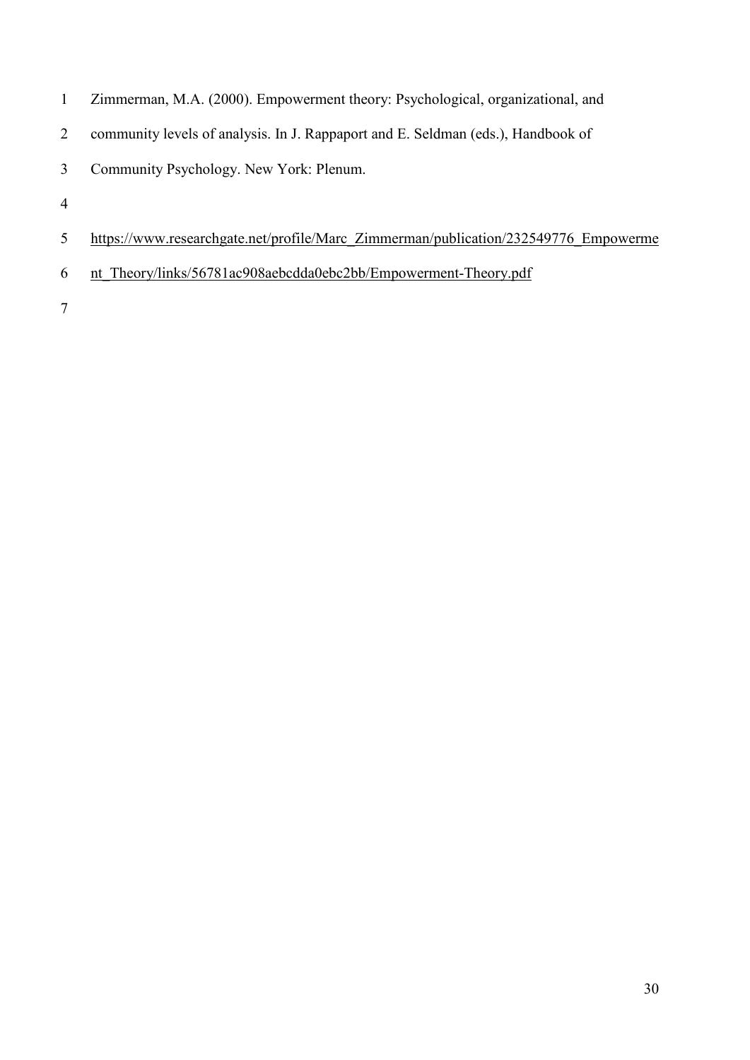Zimmerman, M.A. (2000). Empowerment theory: Psychological, organizational, and community levels of analysis. In J. Rappaport and E. Seldman (eds.), Handbook of Community Psychology. New York: Plenum.

https://www.researchgate.net/profile/Marc_Zimmerman/publication/232549776_Empowerment_Theory/links/56781ac908aebcdda0ebc2bb/Empowerment-Theory.pdf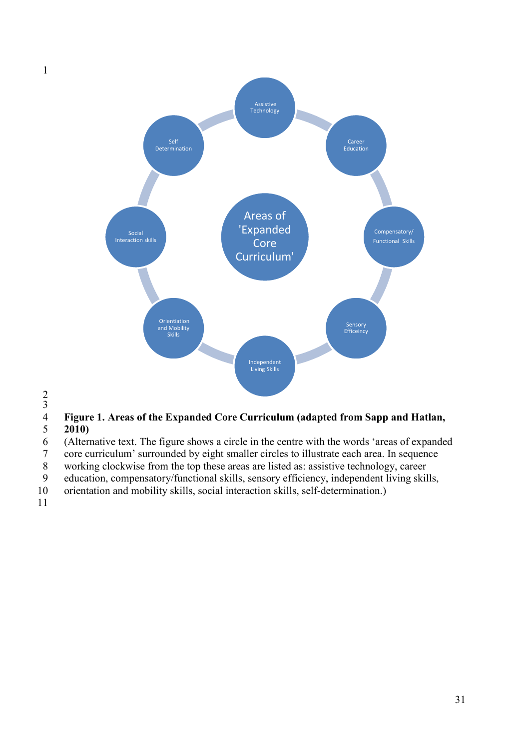Areas of 'Expanded Core Curriculum'

Assistive Technology

Career Education

Compensatory/ Functional Skills

Sensory Efficeincy

Independent Living Skills

Orientiation and Mobility Skills

Social Interaction skills

Self Determination

**Figure 1. Areas of the Expanded Core Curriculum (adapted from Sapp and Hatlan, 2010)**

(Alternative text. The figure shows a circle in the centre with the words 'areas of expanded core curriculum' surrounded by eight smaller circles to illustrate each area. In sequence working clockwise from the top these areas are listed as: assistive technology, career education, compensatory/functional skills, sensory efficiency, independent living skills, orientation and mobility skills, social interaction skills, self-determination.)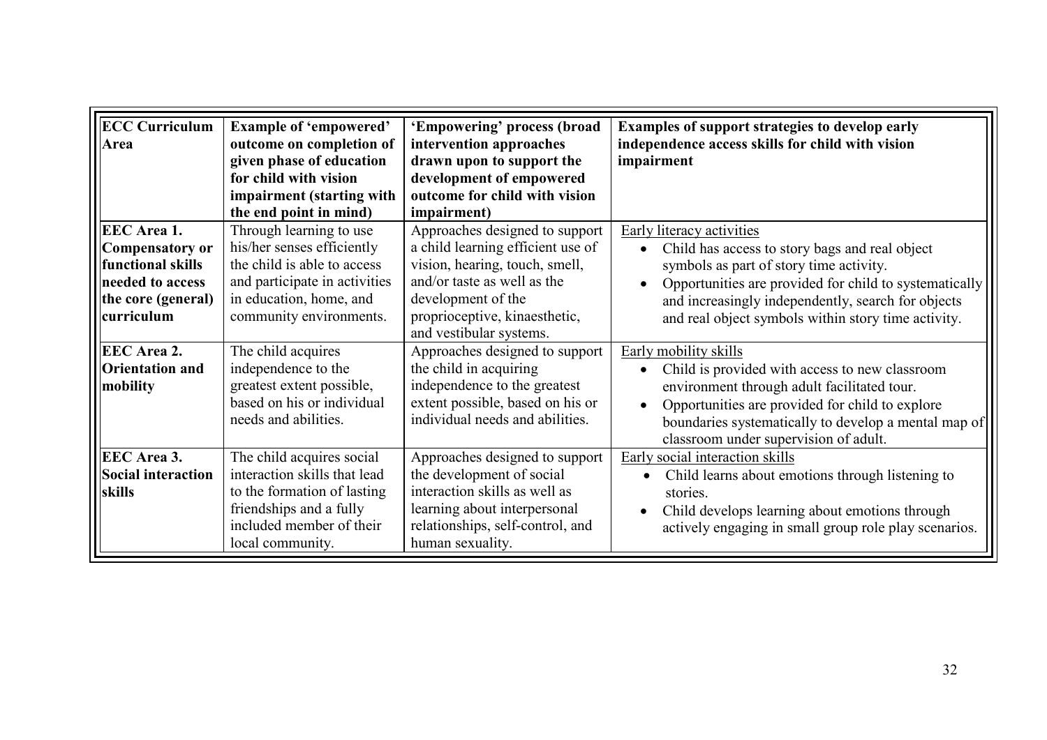| ECC Curriculum Area | Example of 'empowered' outcome on completion of given phase of education for child with vision impairment (starting with the end point in mind) | 'Empowering' process (broad intervention approaches drawn upon to support the development of empowered outcome for child with vision impairment) | Examples of support strategies to develop early independence access skills for child with vision impairment |
|---|---|---|---|
| **EEC Area 1. Compensatory or functional skills needed to access the core (general) curriculum** | Through learning to use his/her senses efficiently the child is able to access and participate in activities in education, home, and community environments. | Approaches designed to support a child learning efficient use of vision, hearing, touch, smell, and/or taste as well as the development of the proprioceptive, kinaesthetic, and vestibular systems. | Early literacy activities<br>• Child has access to story bags and real object symbols as part of story time activity.<br>• Opportunities are provided for child to systematically and increasingly independently, search for objects and real object symbols within story time activity. |
| **EEC Area 2. Orientation and mobility** | The child acquires independence to the greatest extent possible, based on his or individual needs and abilities. | Approaches designed to support the child in acquiring independence to the greatest extent possible, based on his or individual needs and abilities. | Early mobility skills<br>• Child is provided with access to new classroom environment through adult facilitated tour.<br>• Opportunities are provided for child to explore boundaries systematically to develop a mental map of classroom under supervision of adult. |
| **EEC Area 3. Social interaction skills** | The child acquires social interaction skills that lead to the formation of lasting friendships and a fully included member of their local community. | Approaches designed to support the development of social interaction skills as well as learning about interpersonal relationships, self-control, and human sexuality. | Early social interaction skills<br>• Child learns about emotions through listening to stories.<br>• Child develops learning about emotions through actively engaging in small group role play scenarios. |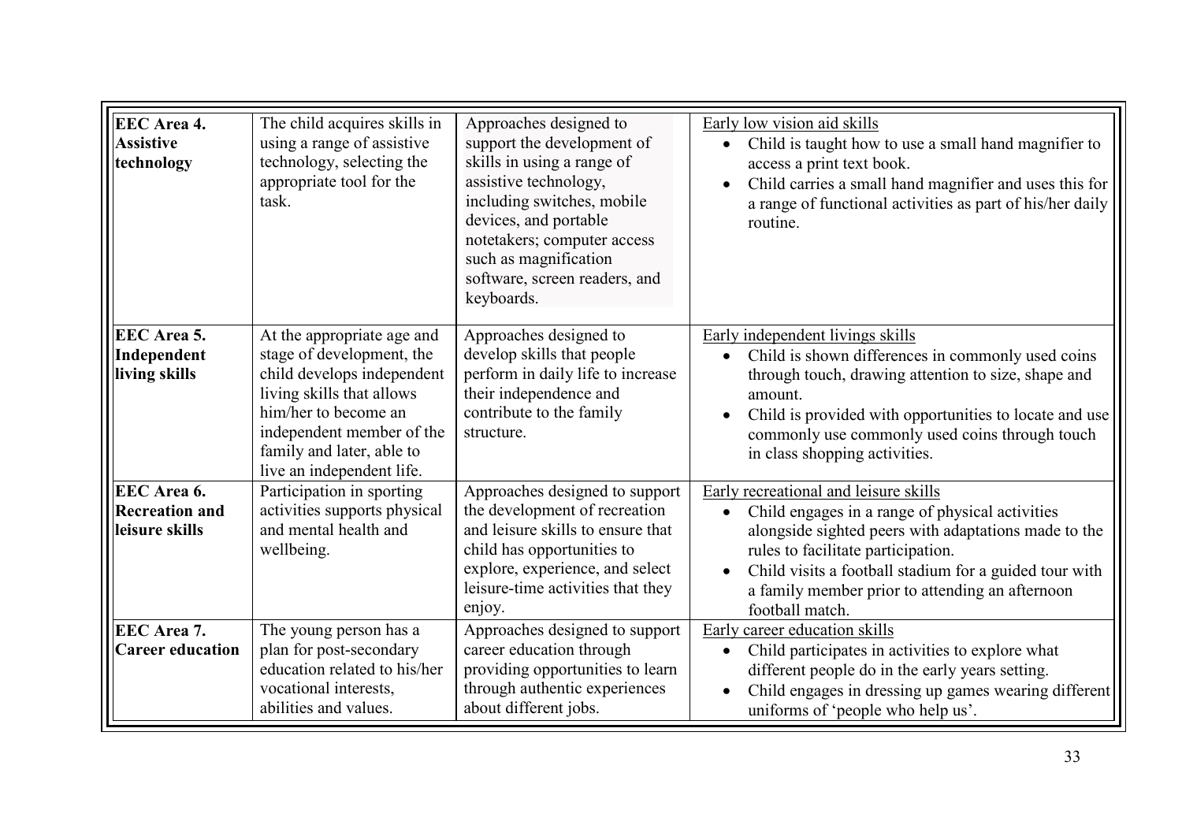| | | | |
|---|---|---|---|
| **EEC Area 4. Assistive technology** | The child acquires skills in using a range of assistive technology, selecting the appropriate tool for the task. | Approaches designed to support the development of skills in using a range of assistive technology, including switches, mobile devices, and portable notetakers; computer access such as magnification software, screen readers, and keyboards. | <u>Early low vision aid skills</u><br>• Child is taught how to use a small hand magnifier to access a print text book.<br>• Child carries a small hand magnifier and uses this for a range of functional activities as part of his/her daily routine. |
| **EEC Area 5. Independent living skills** | At the appropriate age and stage of development, the child develops independent living skills that allows him/her to become an independent member of the family and later, able to live an independent life. | Approaches designed to develop skills that people perform in daily life to increase their independence and contribute to the family structure. | <u>Early independent livings skills</u><br>• Child is shown differences in commonly used coins through touch, drawing attention to size, shape and amount.<br>• Child is provided with opportunities to locate and use commonly use commonly used coins through touch in class shopping activities. |
| **EEC Area 6. Recreation and leisure skills** | Participation in sporting activities supports physical and mental health and wellbeing. | Approaches designed to support the development of recreation and leisure skills to ensure that child has opportunities to explore, experience, and select leisure-time activities that they enjoy. | <u>Early recreational and leisure skills</u><br>• Child engages in a range of physical activities alongside sighted peers with adaptations made to the rules to facilitate participation.<br>• Child visits a football stadium for a guided tour with a family member prior to attending an afternoon football match. |
| **EEC Area 7. Career education** | The young person has a plan for post-secondary education related to his/her vocational interests, abilities and values. | Approaches designed to support career education through providing opportunities to learn through authentic experiences about different jobs. | <u>Early career education skills</u><br>• Child participates in activities to explore what different people do in the early years setting.<br>• Child engages in dressing up games wearing different uniforms of 'people who help us'. |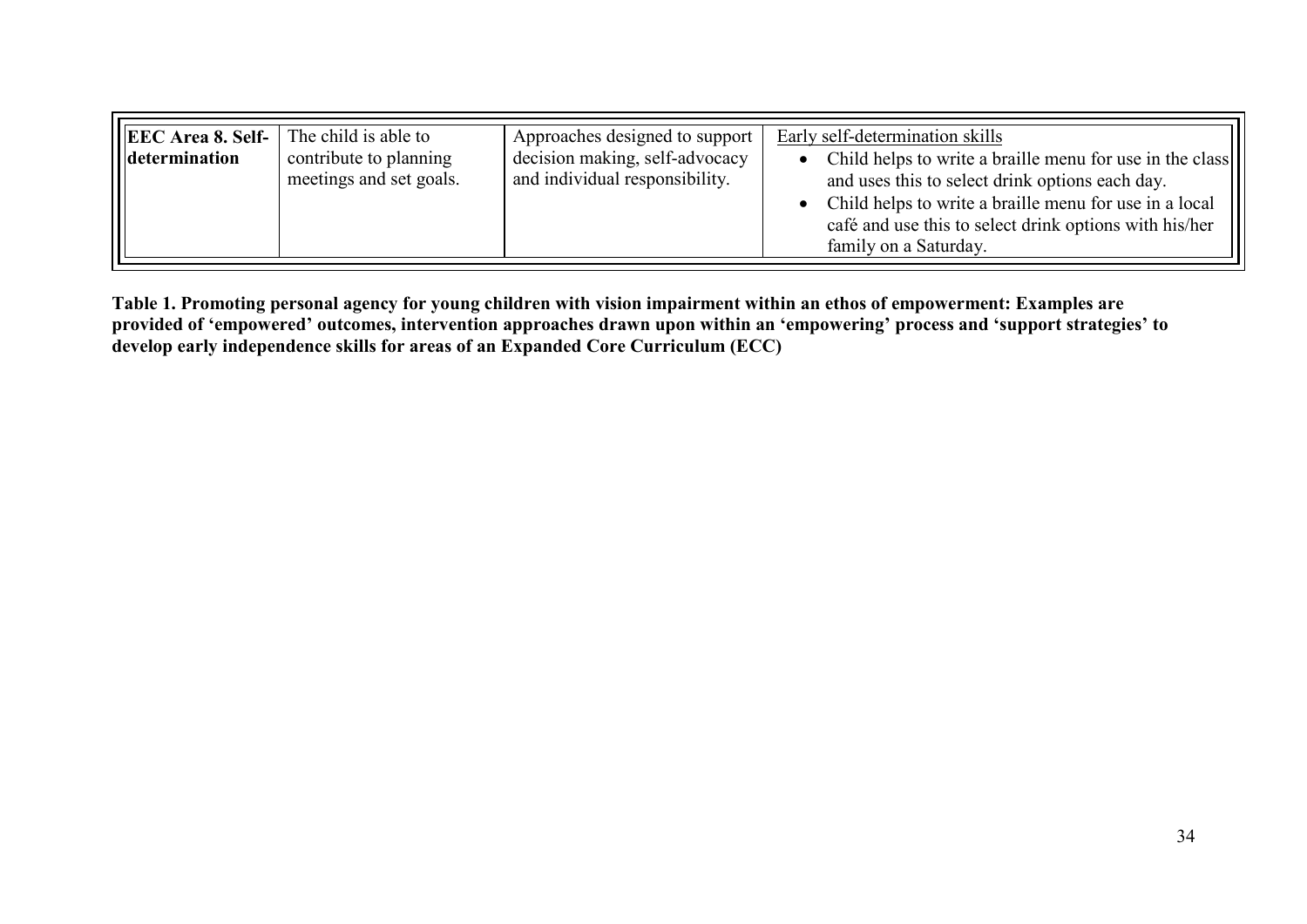| **EEC Area 8. Self-determination** | The child is able to contribute to planning meetings and set goals. | Approaches designed to support decision making, self-advocacy and individual responsibility. | Early self-determination skills<br>• Child helps to write a braille menu for use in the class and uses this to select drink options each day.<br>• Child helps to write a braille menu for use in a local café and use this to select drink options with his/her family on a Saturday. |
|---|---|---|---|

**Table 1. Promoting personal agency for young children with vision impairment within an ethos of empowerment: Examples are provided of 'empowered' outcomes, intervention approaches drawn upon within an 'empowering' process and 'support strategies' to develop early independence skills for areas of an Expanded Core Curriculum (ECC)**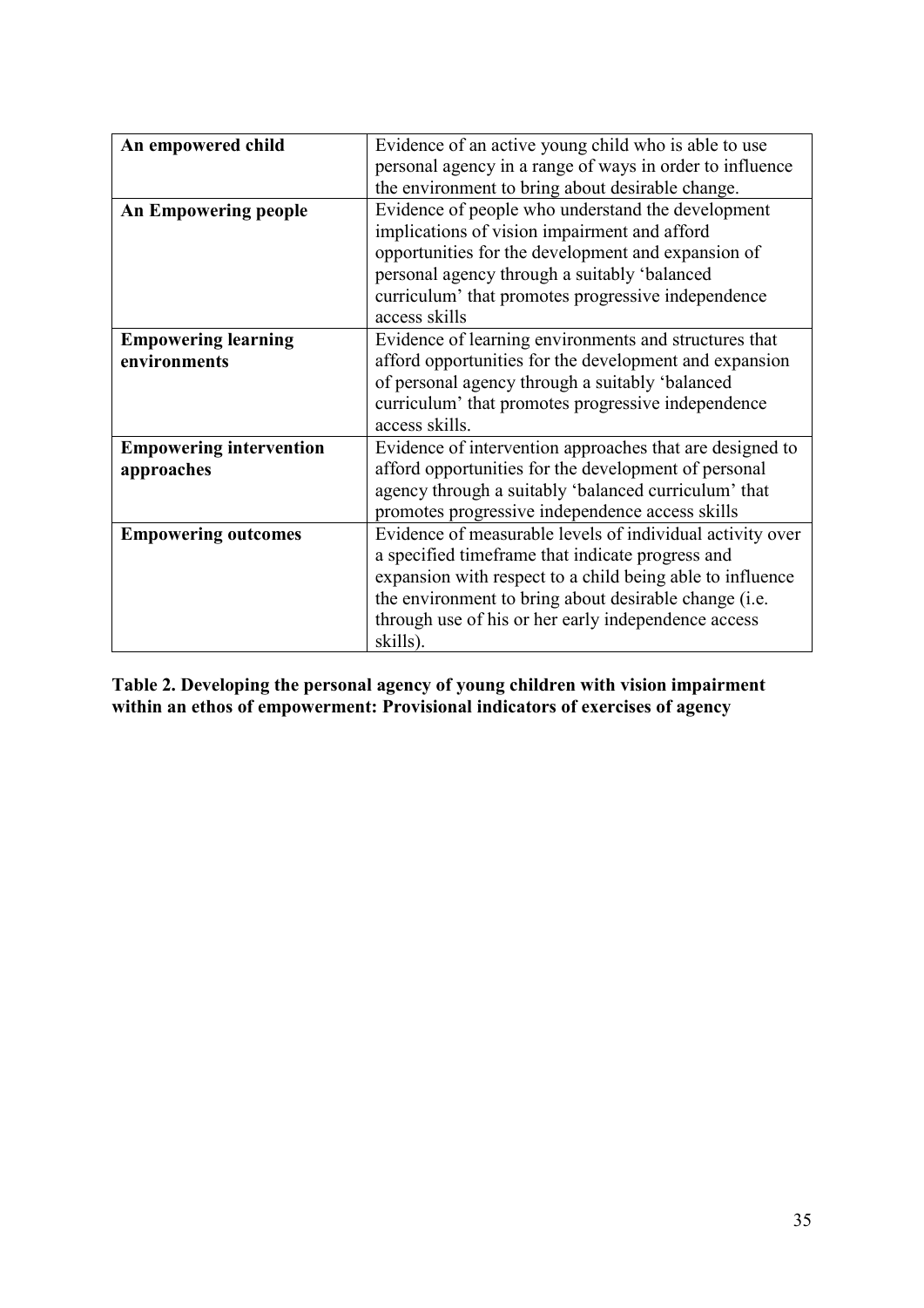| | |
|---|---|
| **An empowered child** | Evidence of an active young child who is able to use personal agency in a range of ways in order to influence the environment to bring about desirable change. |
| **An Empowering people** | Evidence of people who understand the development implications of vision impairment and afford opportunities for the development and expansion of personal agency through a suitably 'balanced curriculum' that promotes progressive independence access skills |
| **Empowering learning environments** | Evidence of learning environments and structures that afford opportunities for the development and expansion of personal agency through a suitably 'balanced curriculum' that promotes progressive independence access skills. |
| **Empowering intervention approaches** | Evidence of intervention approaches that are designed to afford opportunities for the development of personal agency through a suitably 'balanced curriculum' that promotes progressive independence access skills |
| **Empowering outcomes** | Evidence of measurable levels of individual activity over a specified timeframe that indicate progress and expansion with respect to a child being able to influence the environment to bring about desirable change (i.e. through use of his or her early independence access skills). |

**Table 2. Developing the personal agency of young children with vision impairment within an ethos of empowerment: Provisional indicators of exercises of agency**